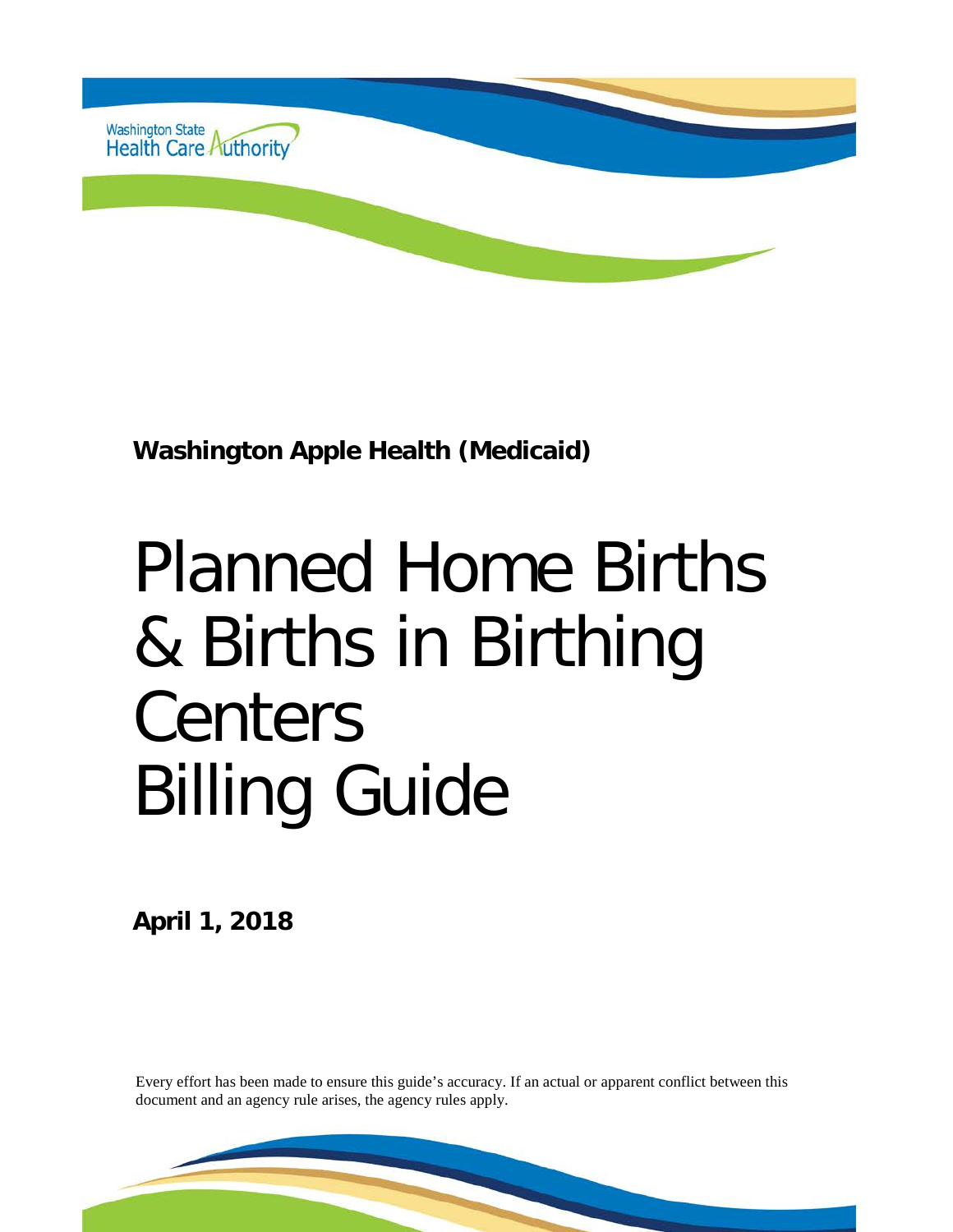Washington State Health Care Authority

**Washington Apple Health (Medicaid)**

# Planned Home Births & Births in Birthing Centers Billing Guide

**April 1, 2018**

Every effort has been made to ensure this guide's accuracy. If an actual or apparent conflict between this document and an agency rule arises, the agency rules apply.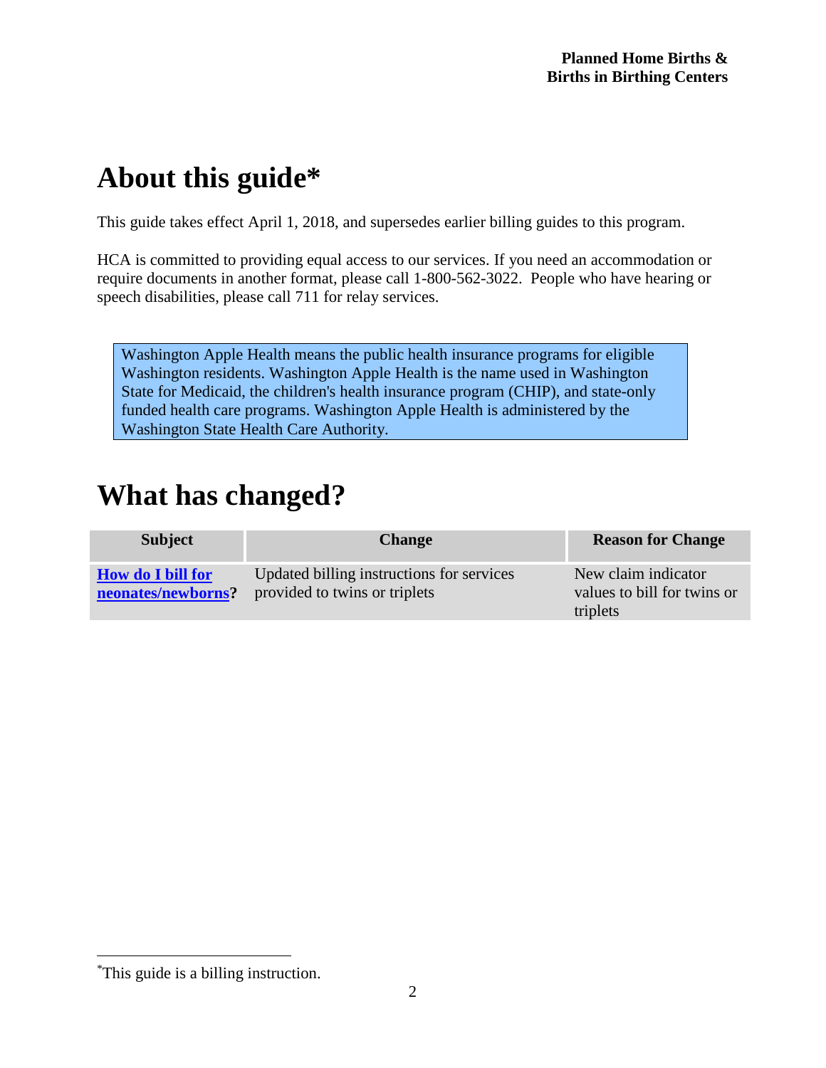# About this guide*

This guide takes effect April 1, 2018, and supersedes earlier billing guides to this program.

HCA is committed to providing equal access to our services. If you need an accommodation or require documents in another format, please call 1-800-562-3022. People who have hearing or speech disabilities, please call 711 for relay services.

> Washington Apple Health means the public health insurance programs for eligible Washington residents. Washington Apple Health is the name used in Washington State for Medicaid, the children's health insurance program (CHIP), and state-only funded health care programs. Washington Apple Health is administered by the Washington State Health Care Authority.

# What has changed?

| Subject | Change | Reason for Change |
|---|---|---|
| **How do I bill for neonates/newborns?** | Updated billing instructions for services provided to twins or triplets | New claim indicator values to bill for twins or triplets |

*This guide is a billing instruction.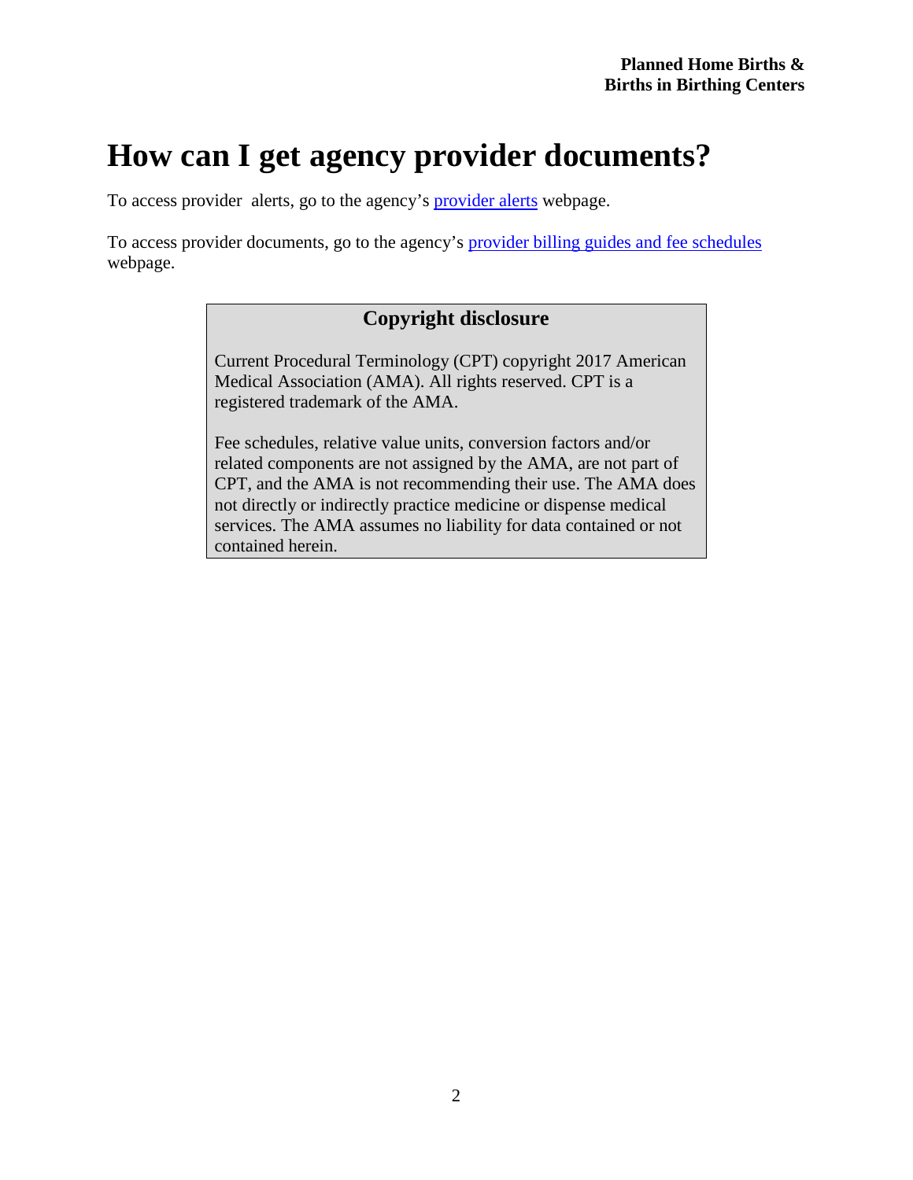# How can I get agency provider documents?

To access provider alerts, go to the agency's provider alerts webpage.

To access provider documents, go to the agency's provider billing guides and fee schedules webpage.

**Copyright disclosure**

Current Procedural Terminology (CPT) copyright 2017 American Medical Association (AMA). All rights reserved. CPT is a registered trademark of the AMA.

Fee schedules, relative value units, conversion factors and/or related components are not assigned by the AMA, are not part of CPT, and the AMA is not recommending their use. The AMA does not directly or indirectly practice medicine or dispense medical services. The AMA assumes no liability for data contained or not contained herein.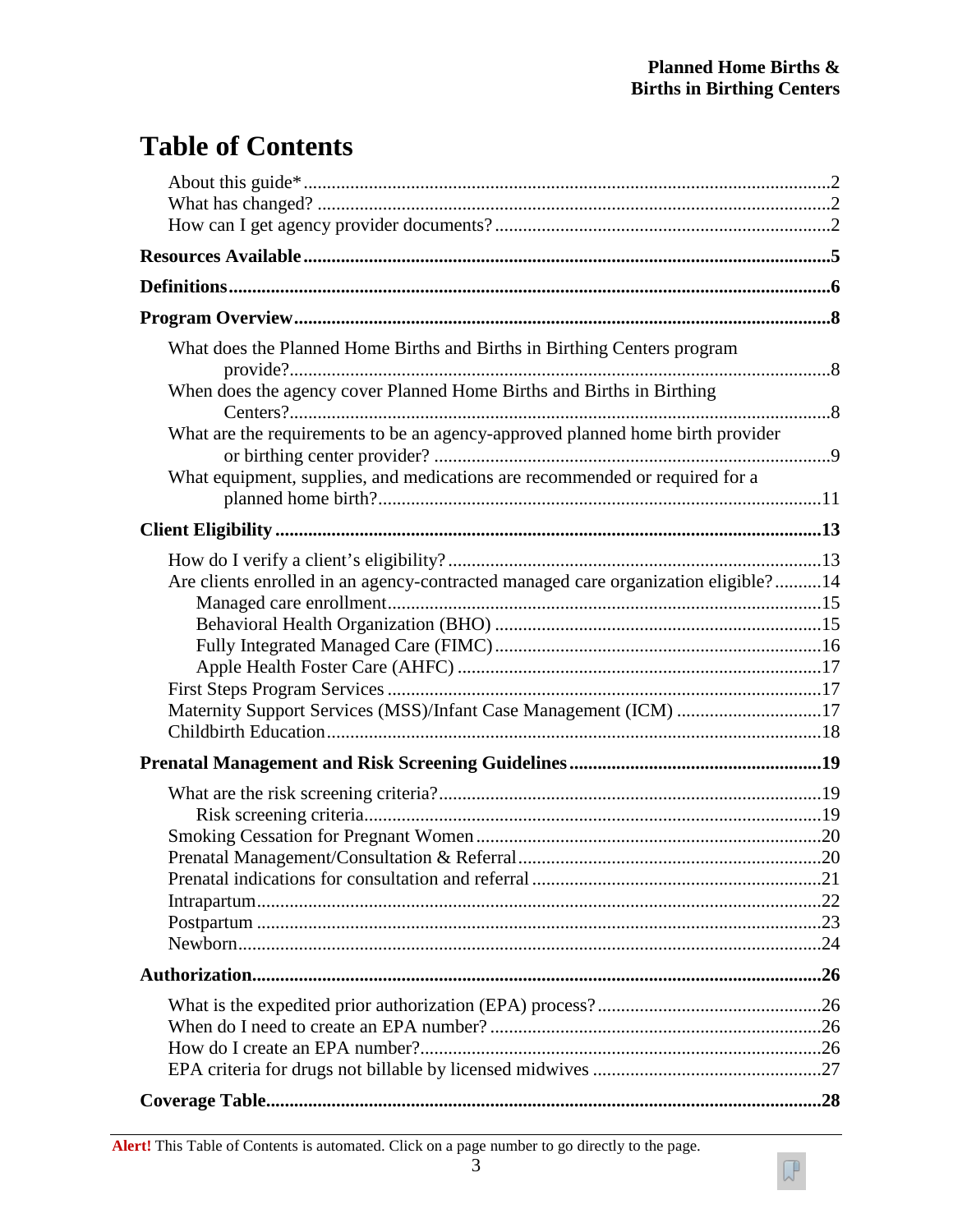# Table of Contents

About this guide* .......... 2
What has changed? .......... 2
How can I get agency provider documents? .......... 2

**Resources Available .......... 5**

**Definitions .......... 6**

**Program Overview .......... 8**

What does the Planned Home Births and Births in Birthing Centers program provide? .......... 8
When does the agency cover Planned Home Births and Births in Birthing Centers? .......... 8
What are the requirements to be an agency-approved planned home birth provider or birthing center provider? .......... 9
What equipment, supplies, and medications are recommended or required for a planned home birth? .......... 11

**Client Eligibility .......... 13**

How do I verify a client's eligibility? .......... 13
Are clients enrolled in an agency-contracted managed care organization eligible? .......... 14
- Managed care enrollment .......... 15
- Behavioral Health Organization (BHO) .......... 15
- Fully Integrated Managed Care (FIMC) .......... 16
- Apple Health Foster Care (AHFC) .......... 17

First Steps Program Services .......... 17
Maternity Support Services (MSS)/Infant Case Management (ICM) .......... 17
Childbirth Education .......... 18

**Prenatal Management and Risk Screening Guidelines .......... 19**

What are the risk screening criteria? .......... 19
- Risk screening criteria .......... 19

Smoking Cessation for Pregnant Women .......... 20
Prenatal Management/Consultation & Referral .......... 20
Prenatal indications for consultation and referral .......... 21
Intrapartum .......... 22
Postpartum .......... 23
Newborn .......... 24

**Authorization .......... 26**

What is the expedited prior authorization (EPA) process? .......... 26
When do I need to create an EPA number? .......... 26
How do I create an EPA number? .......... 26
EPA criteria for drugs not billable by licensed midwives .......... 27

**Coverage Table .......... 28**

**Alert!** This Table of Contents is automated. Click on a page number to go directly to the page.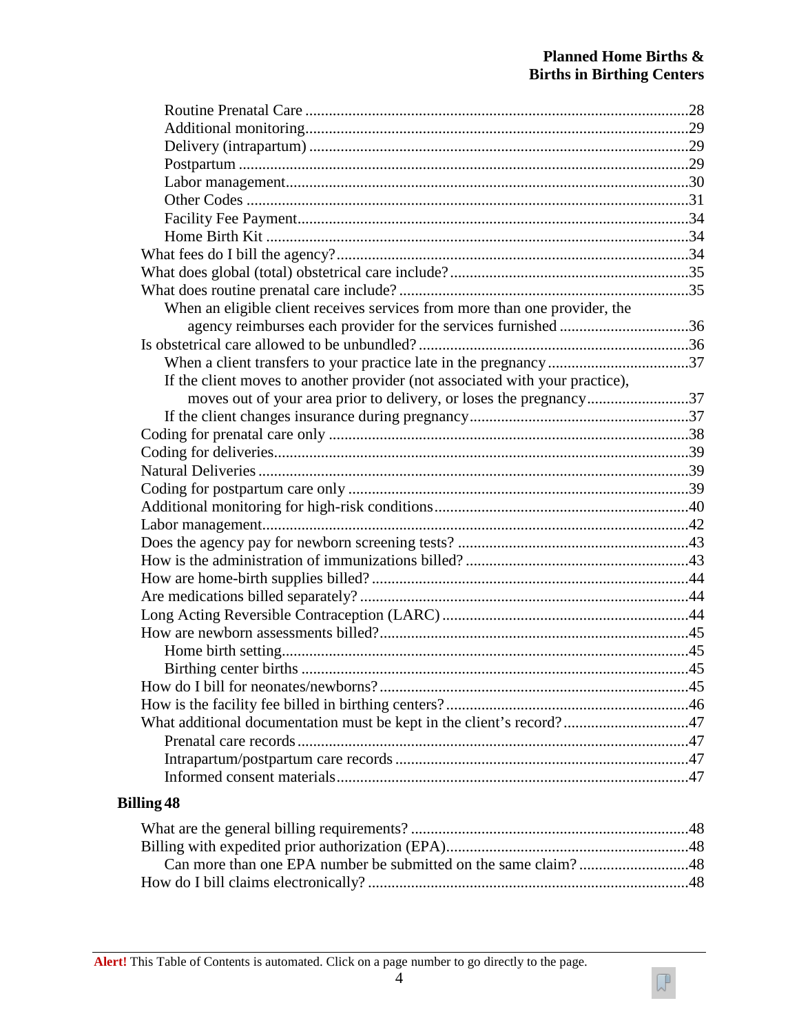Routine Prenatal Care ....................................................................................28
Additional monitoring.....................................................................................29
Delivery (intrapartum) ...................................................................................29
Postpartum .....................................................................................................29
Labor management........................................................................................30
Other Codes ...................................................................................................31
Facility Fee Payment......................................................................................34
Home Birth Kit ..............................................................................................34

What fees do I bill the agency?............................................................................34
What does global (total) obstetrical care include?...............................................35
What does routine prenatal care include? ............................................................35
When an eligible client receives services from more than one provider, the agency reimburses each provider for the services furnished ...................................36
Is obstetrical care allowed to be unbundled? .......................................................36
When a client transfers to your practice late in the pregnancy .......................37
If the client moves to another provider (not associated with your practice), moves out of your area prior to delivery, or loses the pregnancy...........................37
If the client changes insurance during pregnancy ..........................................37
Coding for prenatal care only ..............................................................................38
Coding for deliveries............................................................................................39
Natural Deliveries ................................................................................................39
Coding for postpartum care only .........................................................................39
Additional monitoring for high-risk conditions...................................................40
Labor management...............................................................................................42
Does the agency pay for newborn screening tests? .............................................43
How is the administration of immunizations billed? ...........................................43
How are home-birth supplies billed? ...................................................................44
Are medications billed separately? ......................................................................44
Long Acting Reversible Contraception (LARC) .................................................44
How are newborn assessments billed?.................................................................45
Home birth setting..........................................................................................45
Birthing center births .....................................................................................45
How do I bill for neonates/newborns? .................................................................45
How is the facility fee billed in birthing centers? ................................................46
What additional documentation must be kept in the client's record? ..................47
Prenatal care records .....................................................................................47
Intrapartum/postpartum care records .............................................................47
Informed consent materials............................................................................47

**Billing 48**

What are the general billing requirements? .........................................................48
Billing with expedited prior authorization (EPA)................................................48
Can more than one EPA number be submitted on the same claim? ...............48
How do I bill claims electronically? ....................................................................48

**Alert!** This Table of Contents is automated. Click on a page number to go directly to the page.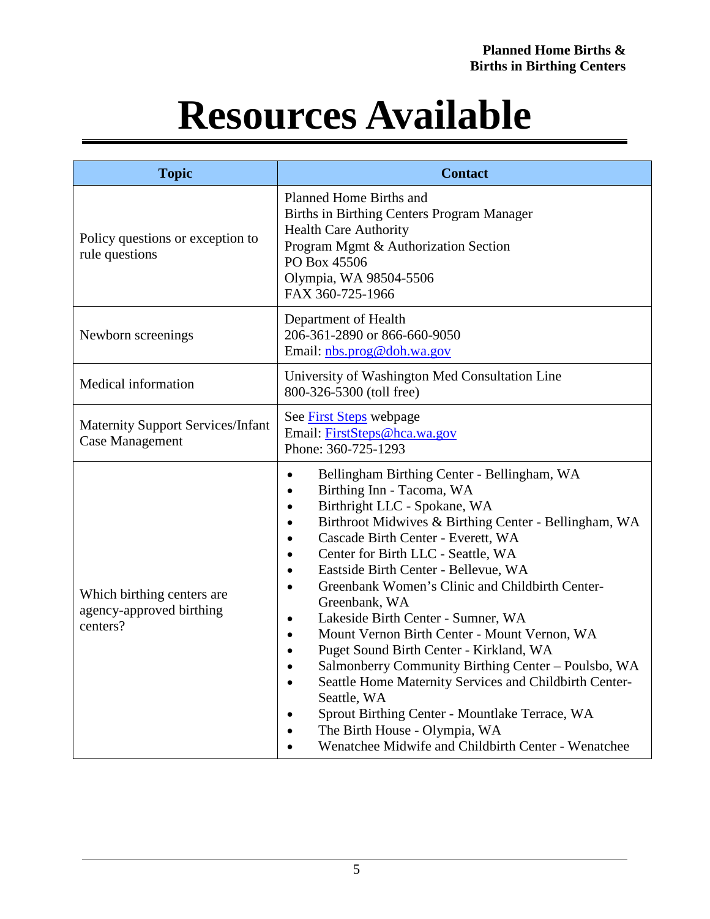# Resources Available

| Topic | Contact |
| --- | --- |
| Policy questions or exception to rule questions | Planned Home Births and<br>Births in Birthing Centers Program Manager<br>Health Care Authority<br>Program Mgmt & Authorization Section<br>PO Box 45506<br>Olympia, WA 98504-5506<br>FAX 360-725-1966 |
| Newborn screenings | Department of Health<br>206-361-2890 or 866-660-9050<br>Email: nbs.prog@doh.wa.gov |
| Medical information | University of Washington Med Consultation Line<br>800-326-5300 (toll free) |
| Maternity Support Services/Infant Case Management | See First Steps webpage<br>Email: FirstSteps@hca.wa.gov<br>Phone: 360-725-1293 |
| Which birthing centers are agency-approved birthing centers? | • Bellingham Birthing Center - Bellingham, WA<br>• Birthing Inn - Tacoma, WA<br>• Birthright LLC - Spokane, WA<br>• Birthroot Midwives & Birthing Center - Bellingham, WA<br>• Cascade Birth Center - Everett, WA<br>• Center for Birth LLC - Seattle, WA<br>• Eastside Birth Center - Bellevue, WA<br>• Greenbank Women's Clinic and Childbirth Center-Greenbank, WA<br>• Lakeside Birth Center - Sumner, WA<br>• Mount Vernon Birth Center - Mount Vernon, WA<br>• Puget Sound Birth Center - Kirkland, WA<br>• Salmonberry Community Birthing Center – Poulsbo, WA<br>• Seattle Home Maternity Services and Childbirth Center-Seattle, WA<br>• Sprout Birthing Center - Mountlake Terrace, WA<br>• The Birth House - Olympia, WA<br>• Wenatchee Midwife and Childbirth Center - Wenatchee |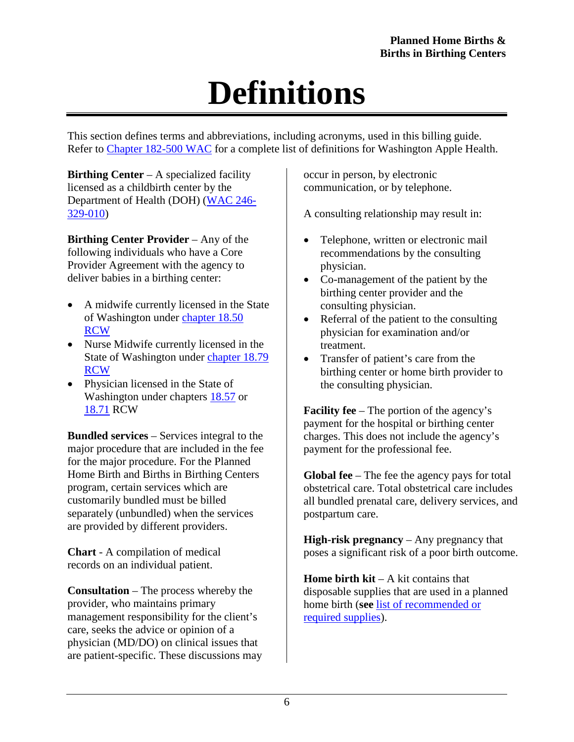# Definitions

This section defines terms and abbreviations, including acronyms, used in this billing guide. Refer to Chapter 182-500 WAC for a complete list of definitions for Washington Apple Health.

**Birthing Center** – A specialized facility licensed as a childbirth center by the Department of Health (DOH) (WAC 246-329-010)

**Birthing Center Provider** – Any of the following individuals who have a Core Provider Agreement with the agency to deliver babies in a birthing center:

- A midwife currently licensed in the State of Washington under chapter 18.50 RCW
- Nurse Midwife currently licensed in the State of Washington under chapter 18.79 RCW
- Physician licensed in the State of Washington under chapters 18.57 or 18.71 RCW

**Bundled services** – Services integral to the major procedure that are included in the fee for the major procedure. For the Planned Home Birth and Births in Birthing Centers program, certain services which are customarily bundled must be billed separately (unbundled) when the services are provided by different providers.

**Chart** - A compilation of medical records on an individual patient.

**Consultation** – The process whereby the provider, who maintains primary management responsibility for the client's care, seeks the advice or opinion of a physician (MD/DO) on clinical issues that are patient-specific. These discussions may occur in person, by electronic communication, or by telephone.

A consulting relationship may result in:

- Telephone, written or electronic mail recommendations by the consulting physician.
- Co-management of the patient by the birthing center provider and the consulting physician.
- Referral of the patient to the consulting physician for examination and/or treatment.
- Transfer of patient's care from the birthing center or home birth provider to the consulting physician.

**Facility fee** – The portion of the agency's payment for the hospital or birthing center charges. This does not include the agency's payment for the professional fee.

**Global fee** – The fee the agency pays for total obstetrical care. Total obstetrical care includes all bundled prenatal care, delivery services, and postpartum care.

**High-risk pregnancy** – Any pregnancy that poses a significant risk of a poor birth outcome.

**Home birth kit** – A kit contains that disposable supplies that are used in a planned home birth (**see** list of recommended or required supplies).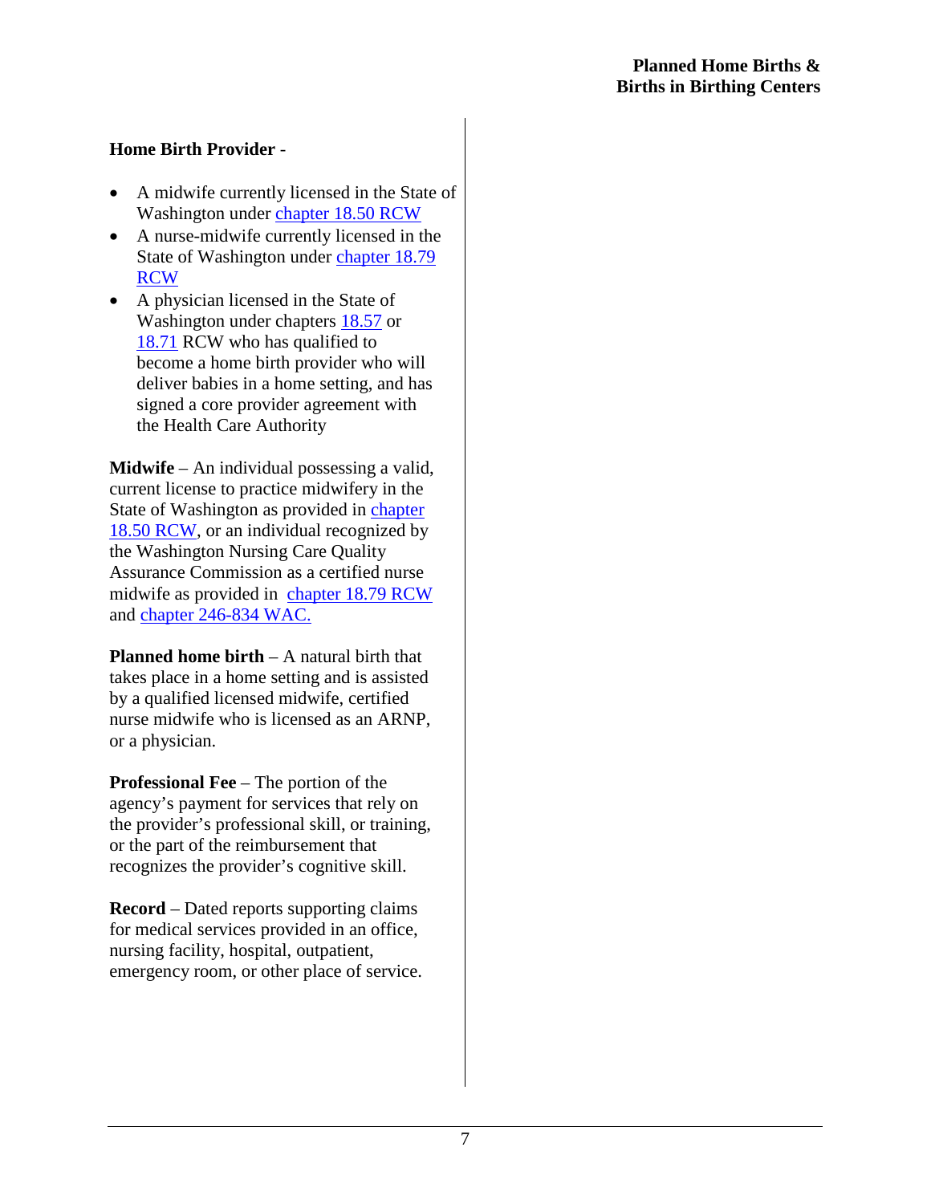**Home Birth Provider** -

- A midwife currently licensed in the State of Washington under chapter 18.50 RCW
- A nurse-midwife currently licensed in the State of Washington under chapter 18.79 RCW
- A physician licensed in the State of Washington under chapters 18.57 or 18.71 RCW who has qualified to become a home birth provider who will deliver babies in a home setting, and has signed a core provider agreement with the Health Care Authority

**Midwife** – An individual possessing a valid, current license to practice midwifery in the State of Washington as provided in chapter 18.50 RCW, or an individual recognized by the Washington Nursing Care Quality Assurance Commission as a certified nurse midwife as provided in chapter 18.79 RCW and chapter 246-834 WAC.

**Planned home birth** – A natural birth that takes place in a home setting and is assisted by a qualified licensed midwife, certified nurse midwife who is licensed as an ARNP, or a physician.

**Professional Fee** – The portion of the agency's payment for services that rely on the provider's professional skill, or training, or the part of the reimbursement that recognizes the provider's cognitive skill.

**Record** – Dated reports supporting claims for medical services provided in an office, nursing facility, hospital, outpatient, emergency room, or other place of service.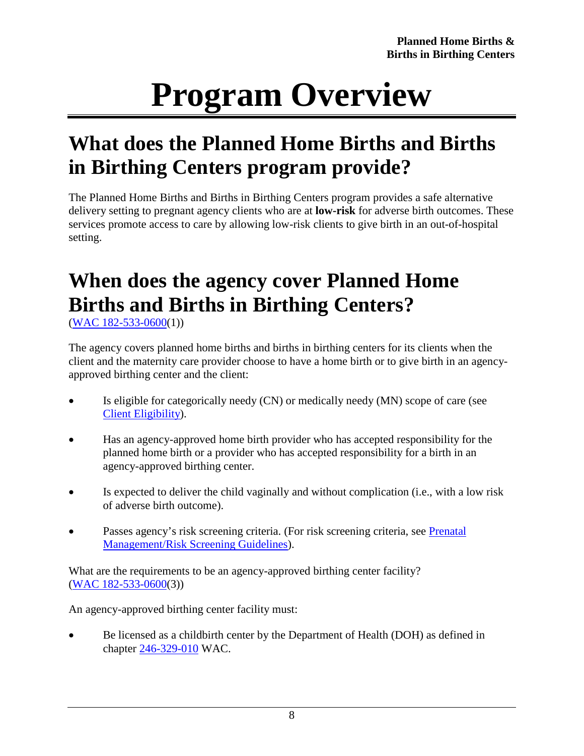# Program Overview

## What does the Planned Home Births and Births in Birthing Centers program provide?

The Planned Home Births and Births in Birthing Centers program provides a safe alternative delivery setting to pregnant agency clients who are at **low-risk** for adverse birth outcomes. These services promote access to care by allowing low-risk clients to give birth in an out-of-hospital setting.

## When does the agency cover Planned Home Births and Births in Birthing Centers?

(WAC 182-533-0600(1))

The agency covers planned home births and births in birthing centers for its clients when the client and the maternity care provider choose to have a home birth or to give birth in an agency-approved birthing center and the client:

- Is eligible for categorically needy (CN) or medically needy (MN) scope of care (see Client Eligibility).
- Has an agency-approved home birth provider who has accepted responsibility for the planned home birth or a provider who has accepted responsibility for a birth in an agency-approved birthing center.
- Is expected to deliver the child vaginally and without complication (i.e., with a low risk of adverse birth outcome).
- Passes agency's risk screening criteria. (For risk screening criteria, see Prenatal Management/Risk Screening Guidelines).

What are the requirements to be an agency-approved birthing center facility?
(WAC 182-533-0600(3))

An agency-approved birthing center facility must:

- Be licensed as a childbirth center by the Department of Health (DOH) as defined in chapter 246-329-010 WAC.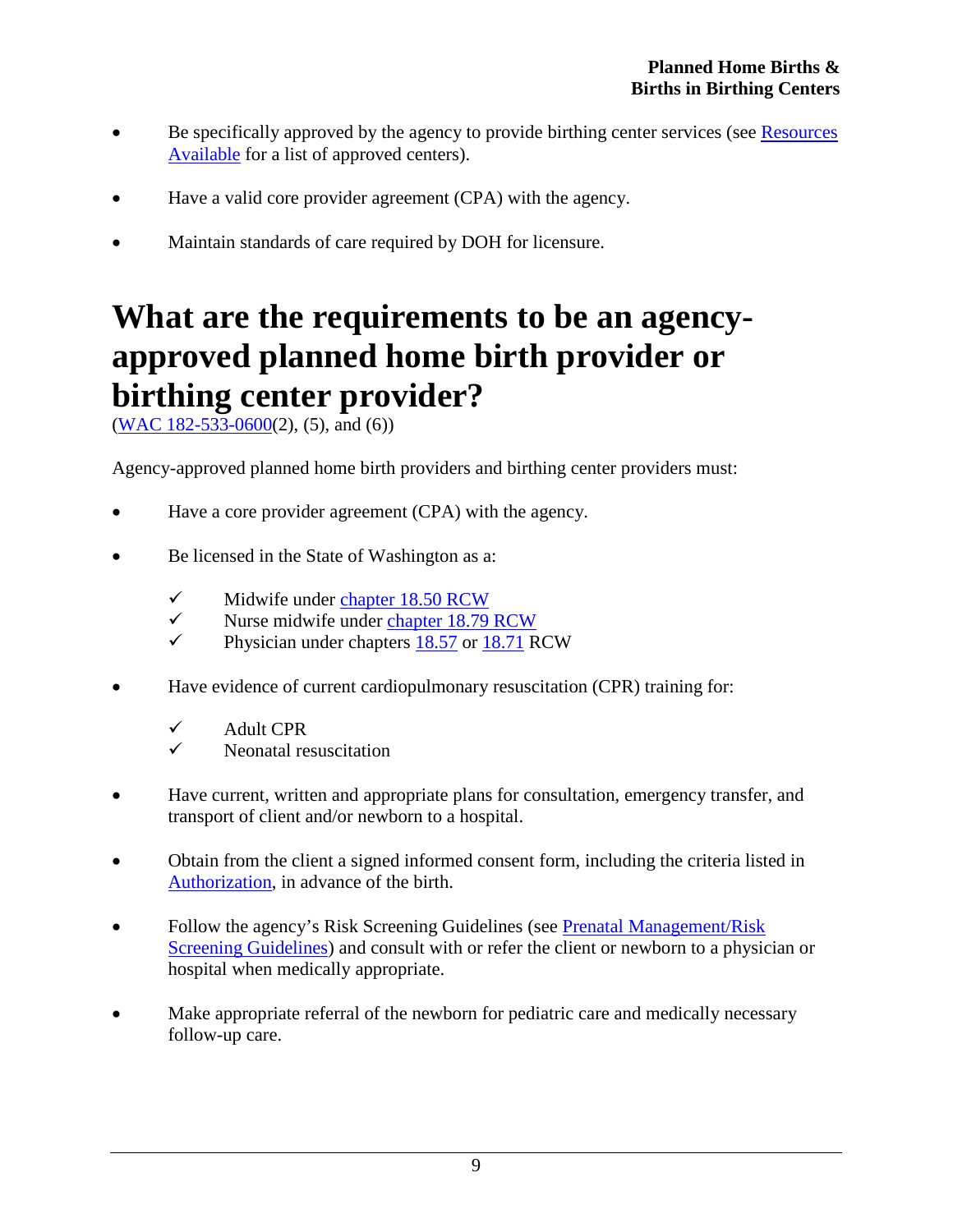- Be specifically approved by the agency to provide birthing center services (see Resources Available for a list of approved centers).
- Have a valid core provider agreement (CPA) with the agency.
- Maintain standards of care required by DOH for licensure.

# What are the requirements to be an agency-approved planned home birth provider or birthing center provider?

(WAC 182-533-0600(2), (5), and (6))

Agency-approved planned home birth providers and birthing center providers must:

- Have a core provider agreement (CPA) with the agency.
- Be licensed in the State of Washington as a:
  - ✓ Midwife under chapter 18.50 RCW
  - ✓ Nurse midwife under chapter 18.79 RCW
  - ✓ Physician under chapters 18.57 or 18.71 RCW
- Have evidence of current cardiopulmonary resuscitation (CPR) training for:
  - ✓ Adult CPR
  - ✓ Neonatal resuscitation
- Have current, written and appropriate plans for consultation, emergency transfer, and transport of client and/or newborn to a hospital.
- Obtain from the client a signed informed consent form, including the criteria listed in Authorization, in advance of the birth.
- Follow the agency's Risk Screening Guidelines (see Prenatal Management/Risk Screening Guidelines) and consult with or refer the client or newborn to a physician or hospital when medically appropriate.
- Make appropriate referral of the newborn for pediatric care and medically necessary follow-up care.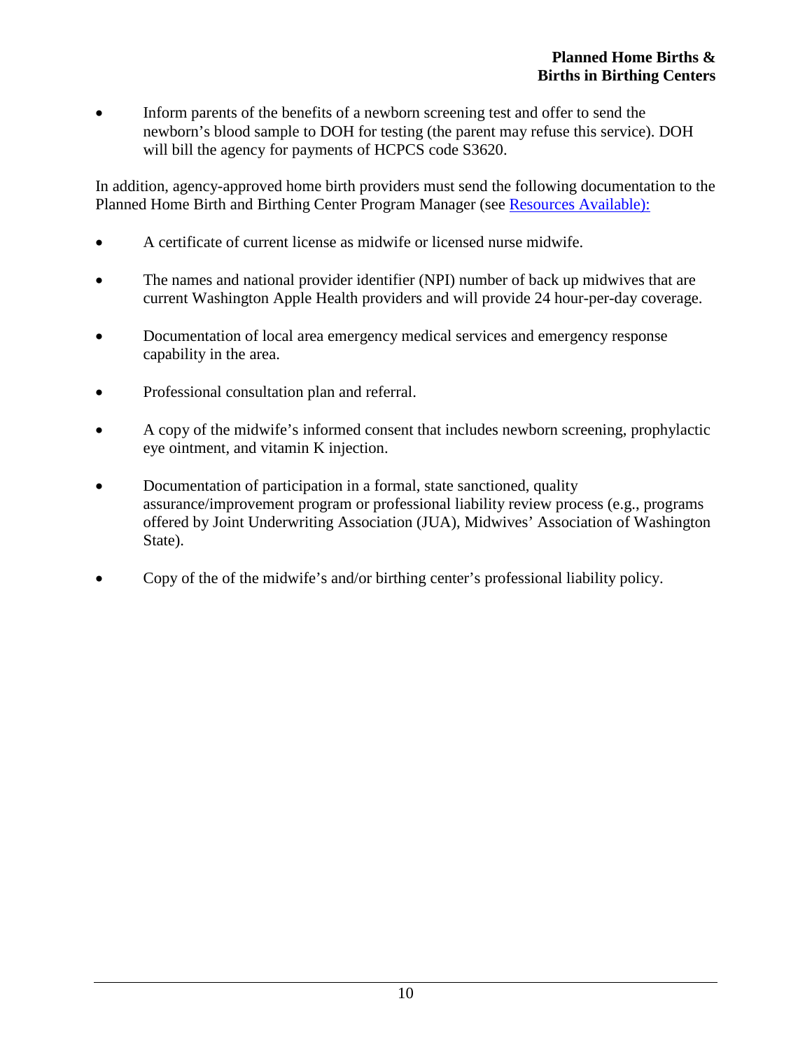- Inform parents of the benefits of a newborn screening test and offer to send the newborn's blood sample to DOH for testing (the parent may refuse this service). DOH will bill the agency for payments of HCPCS code S3620.

In addition, agency-approved home birth providers must send the following documentation to the Planned Home Birth and Birthing Center Program Manager (see Resources Available):

- A certificate of current license as midwife or licensed nurse midwife.
- The names and national provider identifier (NPI) number of back up midwives that are current Washington Apple Health providers and will provide 24 hour-per-day coverage.
- Documentation of local area emergency medical services and emergency response capability in the area.
- Professional consultation plan and referral.
- A copy of the midwife's informed consent that includes newborn screening, prophylactic eye ointment, and vitamin K injection.
- Documentation of participation in a formal, state sanctioned, quality assurance/improvement program or professional liability review process (e.g., programs offered by Joint Underwriting Association (JUA), Midwives' Association of Washington State).
- Copy of the of the midwife's and/or birthing center's professional liability policy.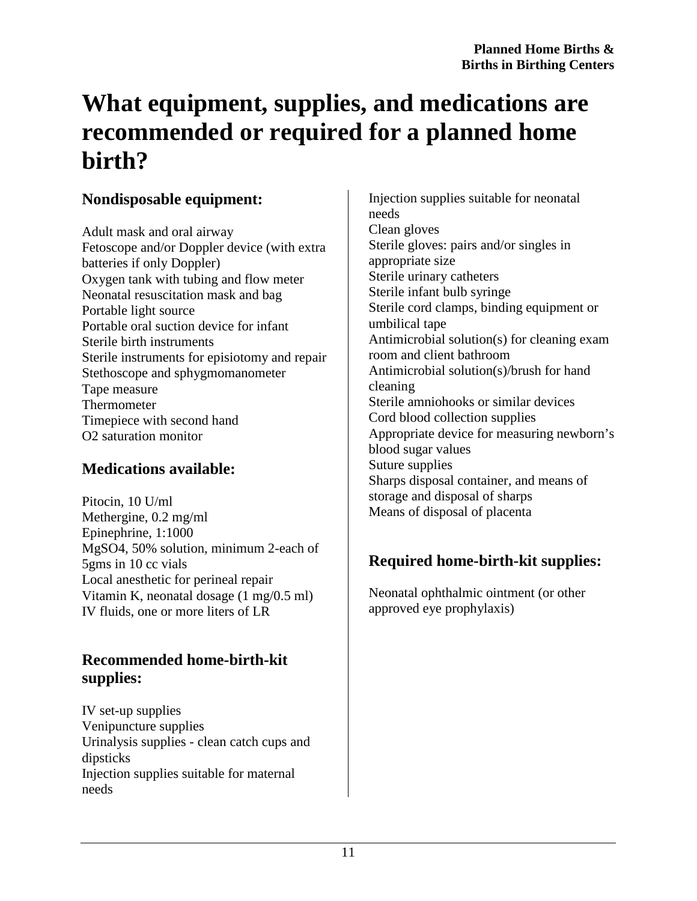# What equipment, supplies, and medications are recommended or required for a planned home birth?

## Nondisposable equipment:

Adult mask and oral airway
Fetoscope and/or Doppler device (with extra batteries if only Doppler)
Oxygen tank with tubing and flow meter
Neonatal resuscitation mask and bag
Portable light source
Portable oral suction device for infant
Sterile birth instruments
Sterile instruments for episiotomy and repair
Stethoscope and sphygmomanometer
Tape measure
Thermometer
Timepiece with second hand
O2 saturation monitor

## Medications available:

Pitocin, 10 U/ml
Methergine, 0.2 mg/ml
Epinephrine, 1:1000
MgSO4, 50% solution, minimum 2-each of 5gms in 10 cc vials
Local anesthetic for perineal repair
Vitamin K, neonatal dosage (1 mg/0.5 ml)
IV fluids, one or more liters of LR

## Recommended home-birth-kit supplies:

IV set-up supplies
Venipuncture supplies
Urinalysis supplies - clean catch cups and dipsticks
Injection supplies suitable for maternal needs
Injection supplies suitable for neonatal needs
Clean gloves
Sterile gloves: pairs and/or singles in appropriate size
Sterile urinary catheters
Sterile infant bulb syringe
Sterile cord clamps, binding equipment or umbilical tape
Antimicrobial solution(s) for cleaning exam room and client bathroom
Antimicrobial solution(s)/brush for hand cleaning
Sterile amniohooks or similar devices
Cord blood collection supplies
Appropriate device for measuring newborn's blood sugar values
Suture supplies
Sharps disposal container, and means of storage and disposal of sharps
Means of disposal of placenta

## Required home-birth-kit supplies:

Neonatal ophthalmic ointment (or other approved eye prophylaxis)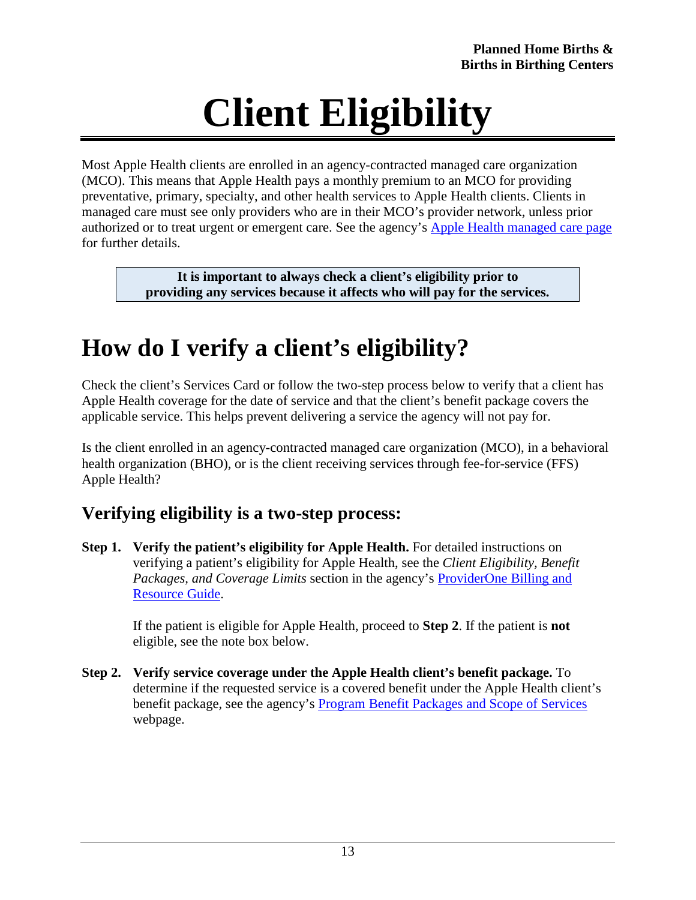# Client Eligibility

Most Apple Health clients are enrolled in an agency-contracted managed care organization (MCO). This means that Apple Health pays a monthly premium to an MCO for providing preventative, primary, specialty, and other health services to Apple Health clients. Clients in managed care must see only providers who are in their MCO's provider network, unless prior authorized or to treat urgent or emergent care. See the agency's [Apple Health managed care page]() for further details.

> **It is important to always check a client's eligibility prior to providing any services because it affects who will pay for the services.**

# How do I verify a client's eligibility?

Check the client's Services Card or follow the two-step process below to verify that a client has Apple Health coverage for the date of service and that the client's benefit package covers the applicable service. This helps prevent delivering a service the agency will not pay for.

Is the client enrolled in an agency-contracted managed care organization (MCO), in a behavioral health organization (BHO), or is the client receiving services through fee-for-service (FFS) Apple Health?

## Verifying eligibility is a two-step process:

**Step 1. Verify the patient's eligibility for Apple Health.** For detailed instructions on verifying a patient's eligibility for Apple Health, see the *Client Eligibility, Benefit Packages, and Coverage Limits* section in the agency's [ProviderOne Billing and Resource Guide]().

If the patient is eligible for Apple Health, proceed to **Step 2**. If the patient is **not** eligible, see the note box below.

**Step 2. Verify service coverage under the Apple Health client's benefit package.** To determine if the requested service is a covered benefit under the Apple Health client's benefit package, see the agency's [Program Benefit Packages and Scope of Services]() webpage.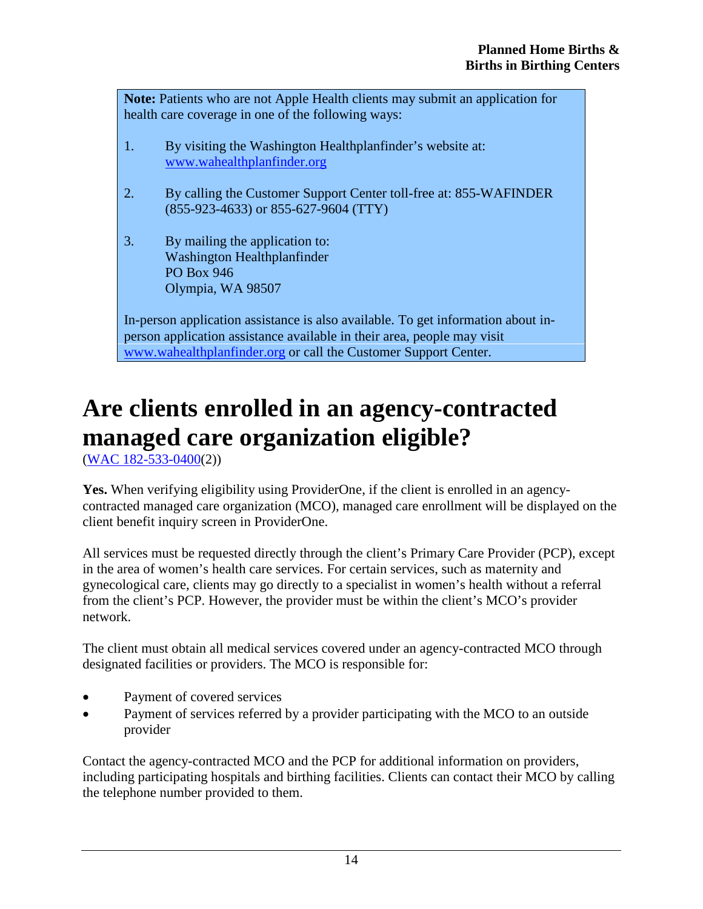**Note:** Patients who are not Apple Health clients may submit an application for health care coverage in one of the following ways:

1. By visiting the Washington Healthplanfinder's website at: [www.wahealthplanfinder.org](http://www.wahealthplanfinder.org)

2. By calling the Customer Support Center toll-free at: 855-WAFINDER (855-923-4633) or 855-627-9604 (TTY)

3. By mailing the application to:
   Washington Healthplanfinder
   PO Box 946
   Olympia, WA 98507

In-person application assistance is also available. To get information about in-person application assistance available in their area, people may visit [www.wahealthplanfinder.org](http://www.wahealthplanfinder.org) or call the Customer Support Center.

# Are clients enrolled in an agency-contracted managed care organization eligible?

(WAC 182-533-0400(2))

**Yes.** When verifying eligibility using ProviderOne, if the client is enrolled in an agency-contracted managed care organization (MCO), managed care enrollment will be displayed on the client benefit inquiry screen in ProviderOne.

All services must be requested directly through the client's Primary Care Provider (PCP), except in the area of women's health care services. For certain services, such as maternity and gynecological care, clients may go directly to a specialist in women's health without a referral from the client's PCP. However, the provider must be within the client's MCO's provider network.

The client must obtain all medical services covered under an agency-contracted MCO through designated facilities or providers. The MCO is responsible for:

- Payment of covered services
- Payment of services referred by a provider participating with the MCO to an outside provider

Contact the agency-contracted MCO and the PCP for additional information on providers, including participating hospitals and birthing facilities. Clients can contact their MCO by calling the telephone number provided to them.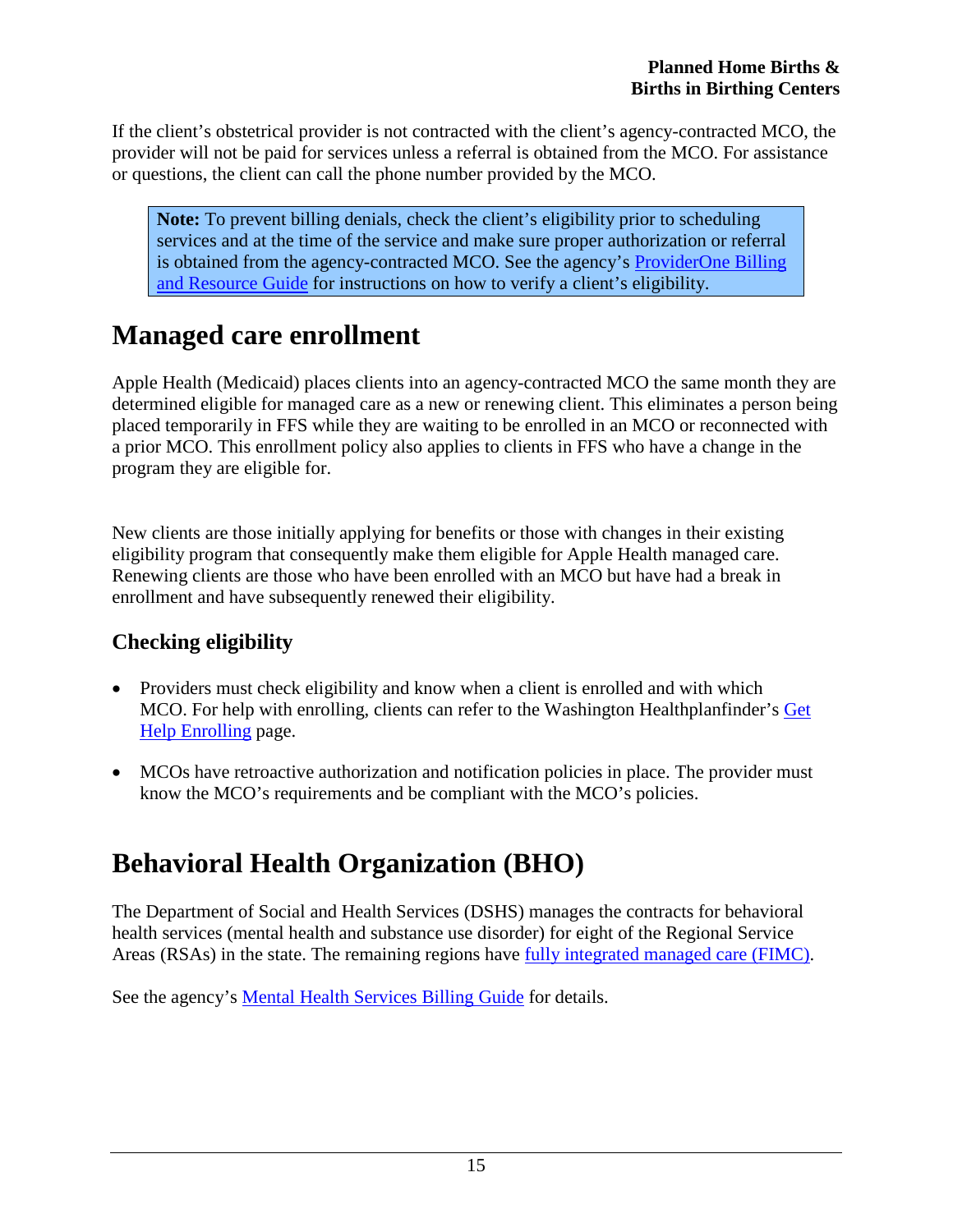If the client's obstetrical provider is not contracted with the client's agency-contracted MCO, the provider will not be paid for services unless a referral is obtained from the MCO. For assistance or questions, the client can call the phone number provided by the MCO.

> **Note:** To prevent billing denials, check the client's eligibility prior to scheduling services and at the time of the service and make sure proper authorization or referral is obtained from the agency-contracted MCO. See the agency's ProviderOne Billing and Resource Guide for instructions on how to verify a client's eligibility.

# Managed care enrollment

Apple Health (Medicaid) places clients into an agency-contracted MCO the same month they are determined eligible for managed care as a new or renewing client. This eliminates a person being placed temporarily in FFS while they are waiting to be enrolled in an MCO or reconnected with a prior MCO. This enrollment policy also applies to clients in FFS who have a change in the program they are eligible for.

New clients are those initially applying for benefits or those with changes in their existing eligibility program that consequently make them eligible for Apple Health managed care. Renewing clients are those who have been enrolled with an MCO but have had a break in enrollment and have subsequently renewed their eligibility.

## Checking eligibility

- Providers must check eligibility and know when a client is enrolled and with which MCO. For help with enrolling, clients can refer to the Washington Healthplanfinder's Get Help Enrolling page.
- MCOs have retroactive authorization and notification policies in place. The provider must know the MCO's requirements and be compliant with the MCO's policies.

# Behavioral Health Organization (BHO)

The Department of Social and Health Services (DSHS) manages the contracts for behavioral health services (mental health and substance use disorder) for eight of the Regional Service Areas (RSAs) in the state. The remaining regions have fully integrated managed care (FIMC).

See the agency's Mental Health Services Billing Guide for details.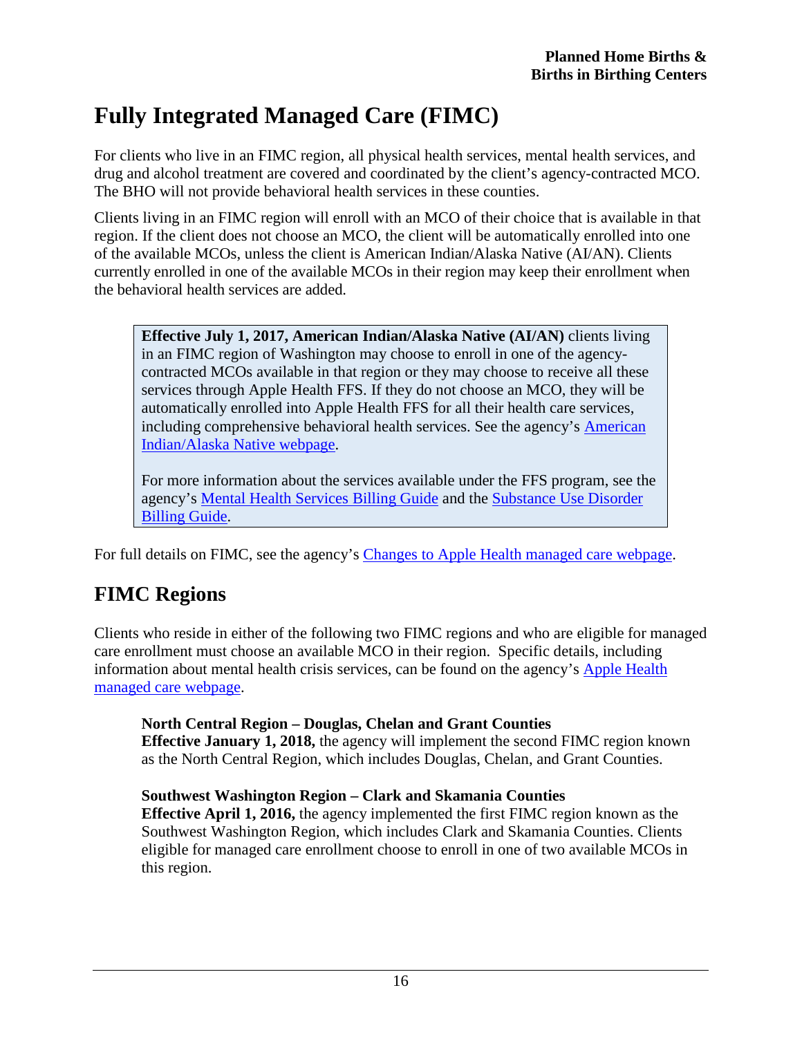# Fully Integrated Managed Care (FIMC)

For clients who live in an FIMC region, all physical health services, mental health services, and drug and alcohol treatment are covered and coordinated by the client's agency-contracted MCO. The BHO will not provide behavioral health services in these counties.

Clients living in an FIMC region will enroll with an MCO of their choice that is available in that region. If the client does not choose an MCO, the client will be automatically enrolled into one of the available MCOs, unless the client is American Indian/Alaska Native (AI/AN). Clients currently enrolled in one of the available MCOs in their region may keep their enrollment when the behavioral health services are added.

> **Effective July 1, 2017, American Indian/Alaska Native (AI/AN)** clients living in an FIMC region of Washington may choose to enroll in one of the agency-contracted MCOs available in that region or they may choose to receive all these services through Apple Health FFS. If they do not choose an MCO, they will be automatically enrolled into Apple Health FFS for all their health care services, including comprehensive behavioral health services. See the agency's American Indian/Alaska Native webpage.
>
> For more information about the services available under the FFS program, see the agency's Mental Health Services Billing Guide and the Substance Use Disorder Billing Guide.

For full details on FIMC, see the agency's Changes to Apple Health managed care webpage.

## FIMC Regions

Clients who reside in either of the following two FIMC regions and who are eligible for managed care enrollment must choose an available MCO in their region. Specific details, including information about mental health crisis services, can be found on the agency's Apple Health managed care webpage.

**North Central Region – Douglas, Chelan and Grant Counties**
**Effective January 1, 2018,** the agency will implement the second FIMC region known as the North Central Region, which includes Douglas, Chelan, and Grant Counties.

**Southwest Washington Region – Clark and Skamania Counties**
**Effective April 1, 2016,** the agency implemented the first FIMC region known as the Southwest Washington Region, which includes Clark and Skamania Counties. Clients eligible for managed care enrollment choose to enroll in one of two available MCOs in this region.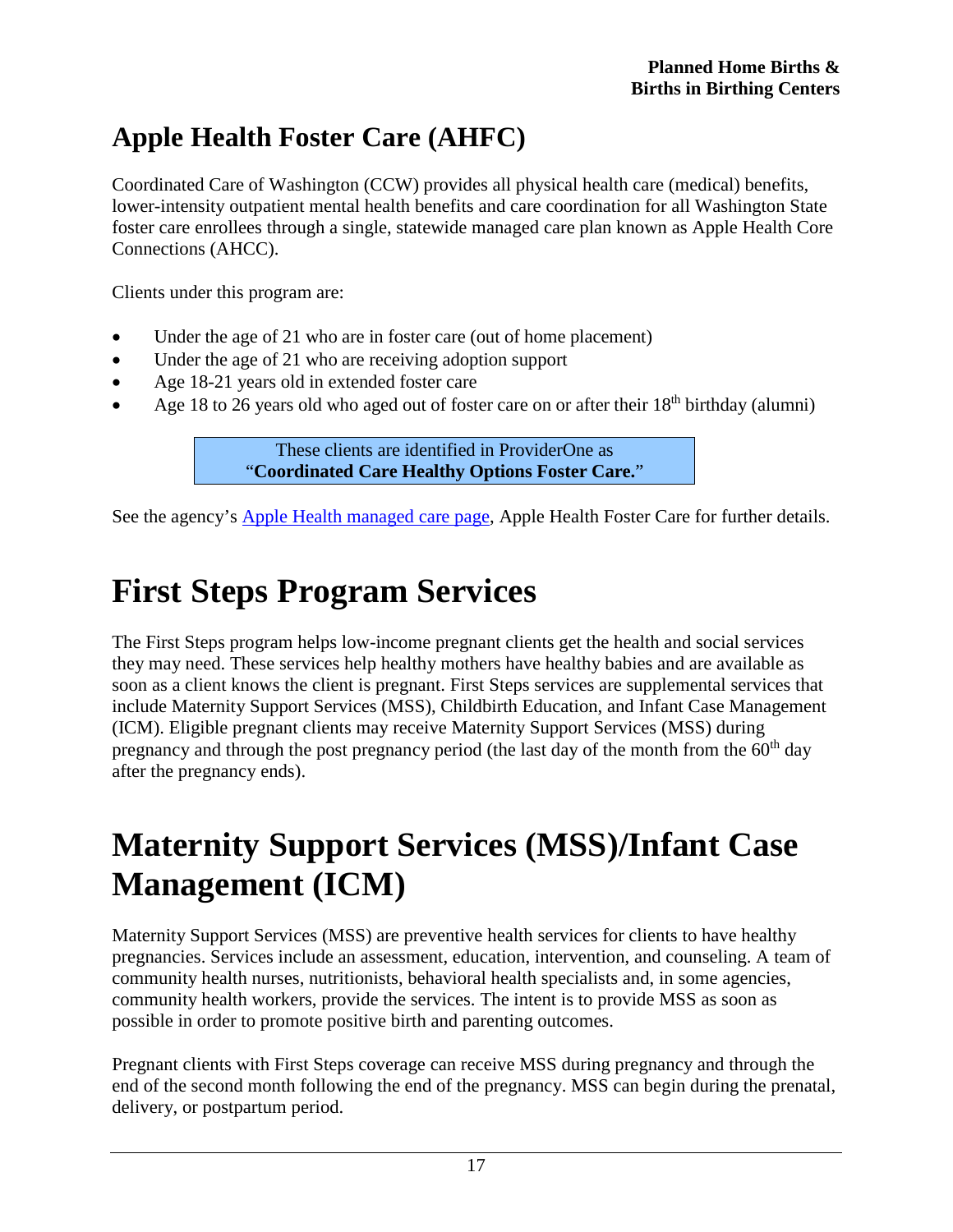## Apple Health Foster Care (AHFC)

Coordinated Care of Washington (CCW) provides all physical health care (medical) benefits, lower-intensity outpatient mental health benefits and care coordination for all Washington State foster care enrollees through a single, statewide managed care plan known as Apple Health Core Connections (AHCC).

Clients under this program are:

- Under the age of 21 who are in foster care (out of home placement)
- Under the age of 21 who are receiving adoption support
- Age 18-21 years old in extended foster care
- Age 18 to 26 years old who aged out of foster care on or after their 18th birthday (alumni)

These clients are identified in ProviderOne as "**Coordinated Care Healthy Options Foster Care.**"

See the agency's [Apple Health managed care page](), Apple Health Foster Care for further details.

# First Steps Program Services

The First Steps program helps low-income pregnant clients get the health and social services they may need. These services help healthy mothers have healthy babies and are available as soon as a client knows the client is pregnant. First Steps services are supplemental services that include Maternity Support Services (MSS), Childbirth Education, and Infant Case Management (ICM). Eligible pregnant clients may receive Maternity Support Services (MSS) during pregnancy and through the post pregnancy period (the last day of the month from the 60th day after the pregnancy ends).

# Maternity Support Services (MSS)/Infant Case Management (ICM)

Maternity Support Services (MSS) are preventive health services for clients to have healthy pregnancies. Services include an assessment, education, intervention, and counseling. A team of community health nurses, nutritionists, behavioral health specialists and, in some agencies, community health workers, provide the services. The intent is to provide MSS as soon as possible in order to promote positive birth and parenting outcomes.

Pregnant clients with First Steps coverage can receive MSS during pregnancy and through the end of the second month following the end of the pregnancy. MSS can begin during the prenatal, delivery, or postpartum period.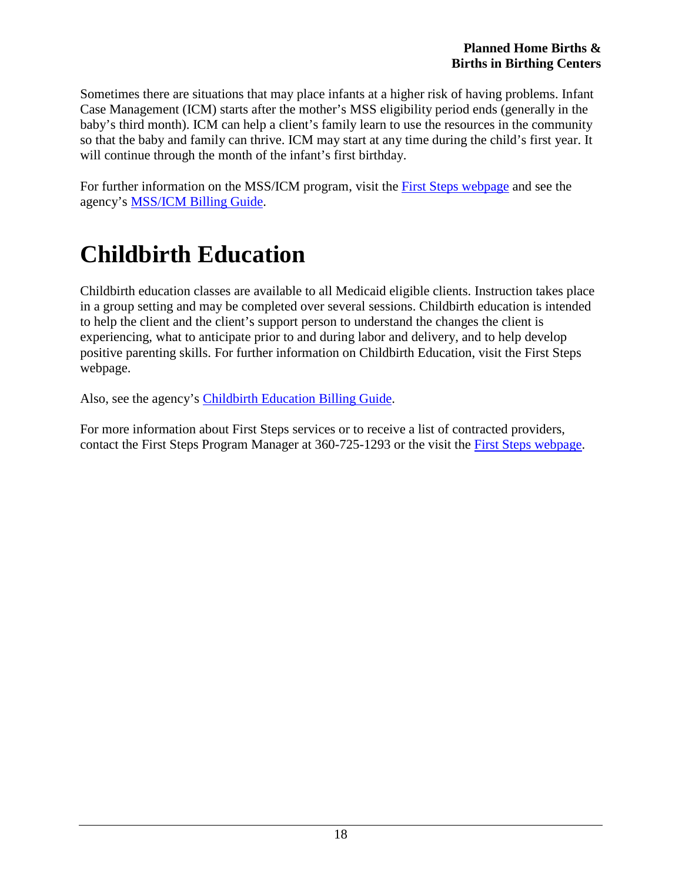Sometimes there are situations that may place infants at a higher risk of having problems. Infant Case Management (ICM) starts after the mother's MSS eligibility period ends (generally in the baby's third month). ICM can help a client's family learn to use the resources in the community so that the baby and family can thrive. ICM may start at any time during the child's first year. It will continue through the month of the infant's first birthday.

For further information on the MSS/ICM program, visit the First Steps webpage and see the agency's MSS/ICM Billing Guide.

# Childbirth Education

Childbirth education classes are available to all Medicaid eligible clients. Instruction takes place in a group setting and may be completed over several sessions. Childbirth education is intended to help the client and the client's support person to understand the changes the client is experiencing, what to anticipate prior to and during labor and delivery, and to help develop positive parenting skills. For further information on Childbirth Education, visit the First Steps webpage.

Also, see the agency's Childbirth Education Billing Guide.

For more information about First Steps services or to receive a list of contracted providers, contact the First Steps Program Manager at 360-725-1293 or the visit the First Steps webpage.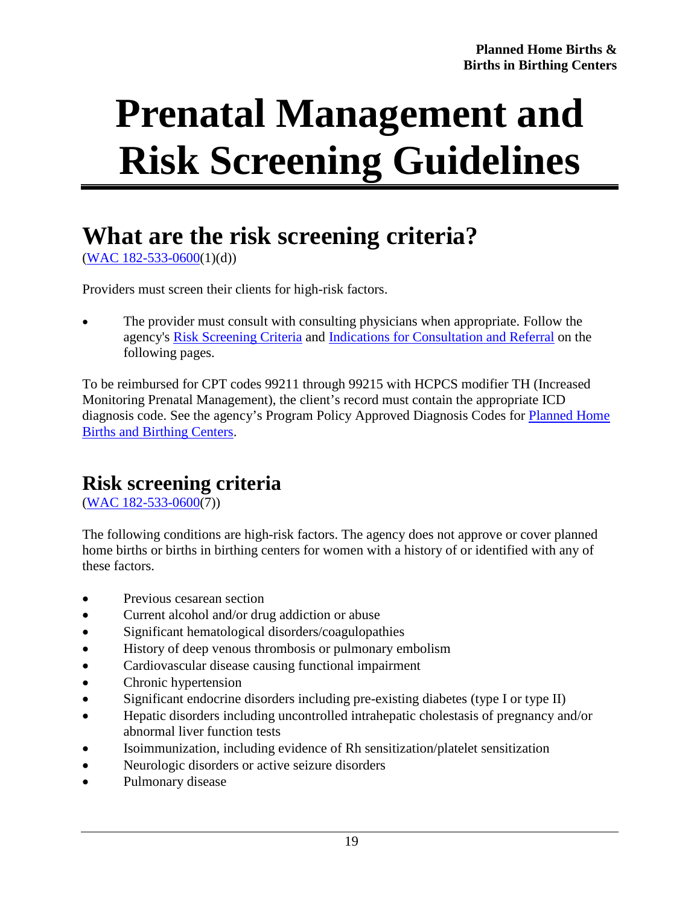# Prenatal Management and Risk Screening Guidelines

## What are the risk screening criteria?

(WAC 182-533-0600(1)(d))

Providers must screen their clients for high-risk factors.

- The provider must consult with consulting physicians when appropriate. Follow the agency's Risk Screening Criteria and Indications for Consultation and Referral on the following pages.

To be reimbursed for CPT codes 99211 through 99215 with HCPCS modifier TH (Increased Monitoring Prenatal Management), the client's record must contain the appropriate ICD diagnosis code. See the agency's Program Policy Approved Diagnosis Codes for Planned Home Births and Birthing Centers.

## Risk screening criteria

(WAC 182-533-0600(7))

The following conditions are high-risk factors. The agency does not approve or cover planned home births or births in birthing centers for women with a history of or identified with any of these factors.

- Previous cesarean section
- Current alcohol and/or drug addiction or abuse
- Significant hematological disorders/coagulopathies
- History of deep venous thrombosis or pulmonary embolism
- Cardiovascular disease causing functional impairment
- Chronic hypertension
- Significant endocrine disorders including pre-existing diabetes (type I or type II)
- Hepatic disorders including uncontrolled intrahepatic cholestasis of pregnancy and/or abnormal liver function tests
- Isoimmunization, including evidence of Rh sensitization/platelet sensitization
- Neurologic disorders or active seizure disorders
- Pulmonary disease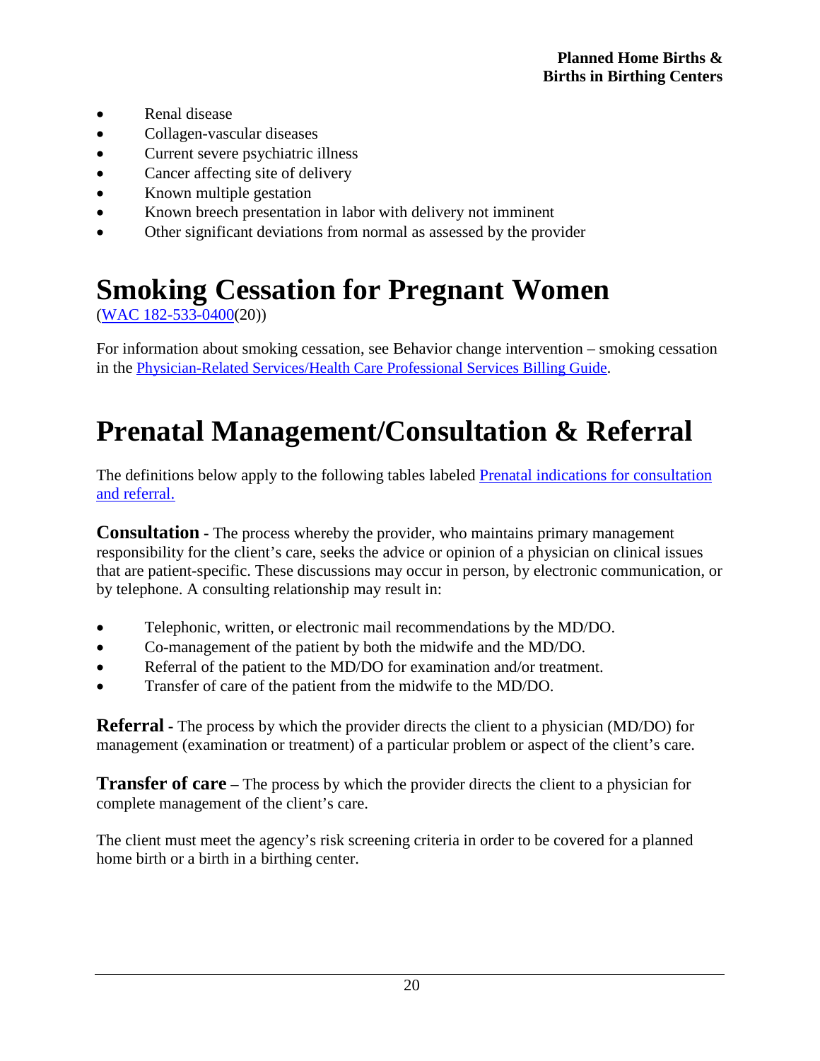- Renal disease
- Collagen-vascular diseases
- Current severe psychiatric illness
- Cancer affecting site of delivery
- Known multiple gestation
- Known breech presentation in labor with delivery not imminent
- Other significant deviations from normal as assessed by the provider

# Smoking Cessation for Pregnant Women

(WAC 182-533-0400(20))

For information about smoking cessation, see Behavior change intervention – smoking cessation in the Physician-Related Services/Health Care Professional Services Billing Guide.

# Prenatal Management/Consultation & Referral

The definitions below apply to the following tables labeled Prenatal indications for consultation and referral.

**Consultation** - The process whereby the provider, who maintains primary management responsibility for the client's care, seeks the advice or opinion of a physician on clinical issues that are patient-specific. These discussions may occur in person, by electronic communication, or by telephone. A consulting relationship may result in:

- Telephonic, written, or electronic mail recommendations by the MD/DO.
- Co-management of the patient by both the midwife and the MD/DO.
- Referral of the patient to the MD/DO for examination and/or treatment.
- Transfer of care of the patient from the midwife to the MD/DO.

**Referral** - The process by which the provider directs the client to a physician (MD/DO) for management (examination or treatment) of a particular problem or aspect of the client's care.

**Transfer of care** – The process by which the provider directs the client to a physician for complete management of the client's care.

The client must meet the agency's risk screening criteria in order to be covered for a planned home birth or a birth in a birthing center.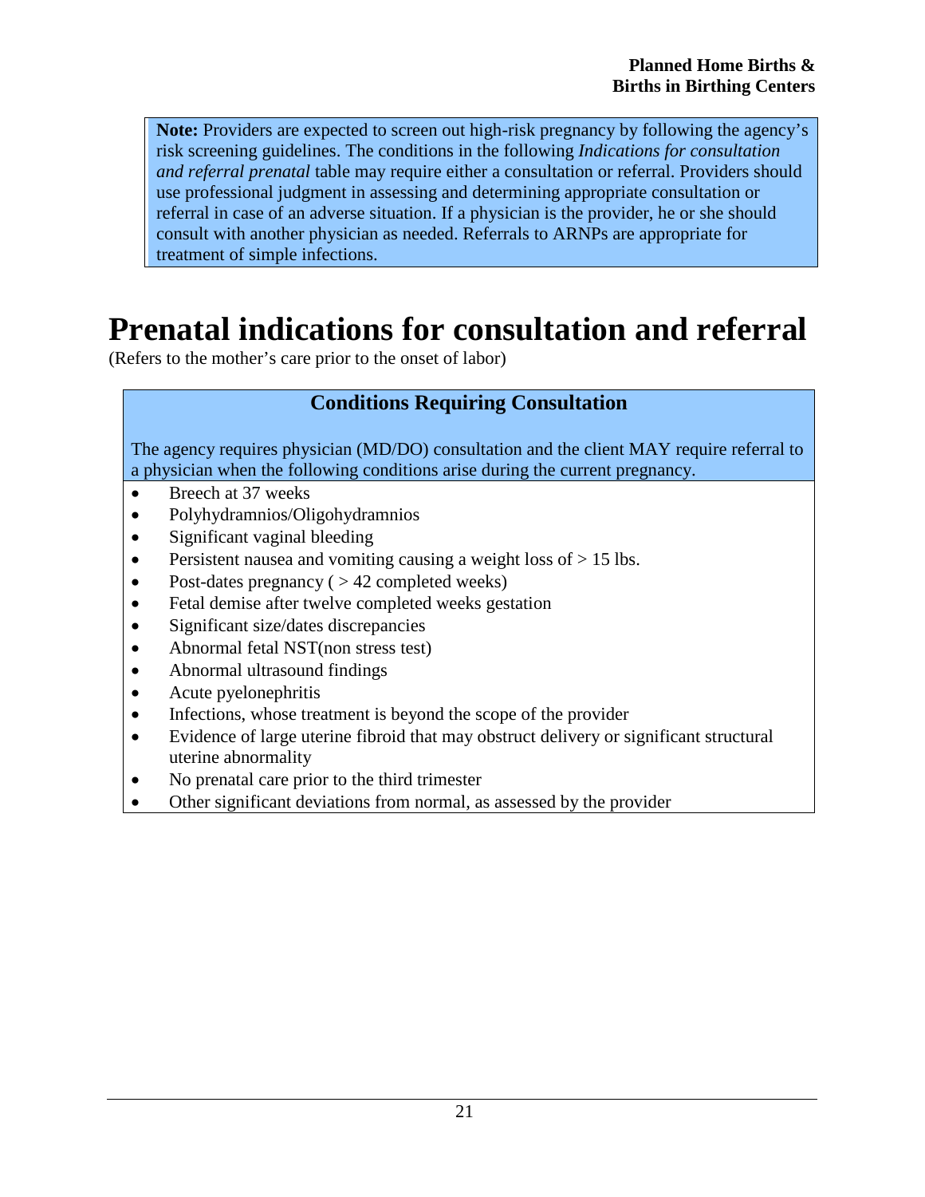**Note:** Providers are expected to screen out high-risk pregnancy by following the agency's risk screening guidelines. The conditions in the following *Indications for consultation and referral prenatal* table may require either a consultation or referral. Providers should use professional judgment in assessing and determining appropriate consultation or referral in case of an adverse situation. If a physician is the provider, he or she should consult with another physician as needed. Referrals to ARNPs are appropriate for treatment of simple infections.

# Prenatal indications for consultation and referral

(Refers to the mother's care prior to the onset of labor)

| **Conditions Requiring Consultation**<br><br>The agency requires physician (MD/DO) consultation and the client MAY require referral to a physician when the following conditions arise during the current pregnancy. |
|---|
| • Breech at 37 weeks<br>• Polyhydramnios/Oligohydramnios<br>• Significant vaginal bleeding<br>• Persistent nausea and vomiting causing a weight loss of > 15 lbs.<br>• Post-dates pregnancy ( > 42 completed weeks)<br>• Fetal demise after twelve completed weeks gestation<br>• Significant size/dates discrepancies<br>• Abnormal fetal NST(non stress test)<br>• Abnormal ultrasound findings<br>• Acute pyelonephritis<br>• Infections, whose treatment is beyond the scope of the provider<br>• Evidence of large uterine fibroid that may obstruct delivery or significant structural uterine abnormality<br>• No prenatal care prior to the third trimester<br>• Other significant deviations from normal, as assessed by the provider |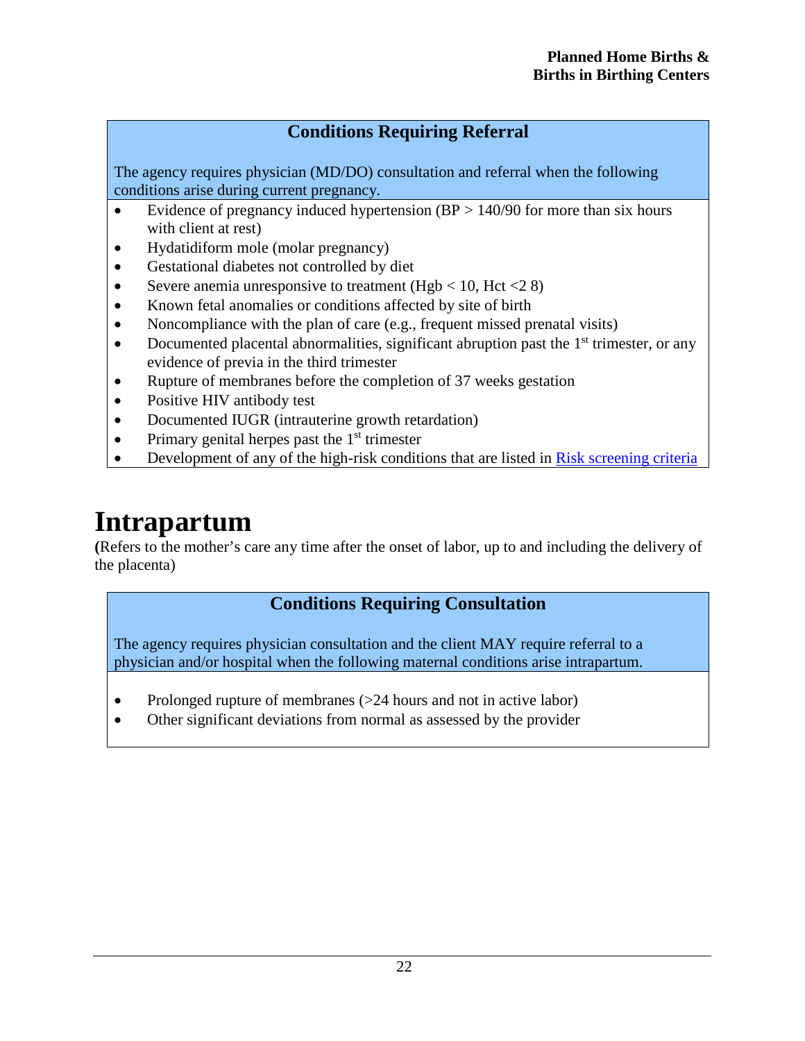## Conditions Requiring Referral

The agency requires physician (MD/DO) consultation and referral when the following conditions arise during current pregnancy.

- Evidence of pregnancy induced hypertension (BP > 140/90 for more than six hours with client at rest)
- Hydatidiform mole (molar pregnancy)
- Gestational diabetes not controlled by diet
- Severe anemia unresponsive to treatment (Hgb < 10, Hct <2 8)
- Known fetal anomalies or conditions affected by site of birth
- Noncompliance with the plan of care (e.g., frequent missed prenatal visits)
- Documented placental abnormalities, significant abruption past the 1st trimester, or any evidence of previa in the third trimester
- Rupture of membranes before the completion of 37 weeks gestation
- Positive HIV antibody test
- Documented IUGR (intrauterine growth retardation)
- Primary genital herpes past the 1st trimester
- Development of any of the high-risk conditions that are listed in Risk screening criteria

# Intrapartum

(Refers to the mother's care any time after the onset of labor, up to and including the delivery of the placenta)

## Conditions Requiring Consultation

The agency requires physician consultation and the client MAY require referral to a physician and/or hospital when the following maternal conditions arise intrapartum.

- Prolonged rupture of membranes (>24 hours and not in active labor)
- Other significant deviations from normal as assessed by the provider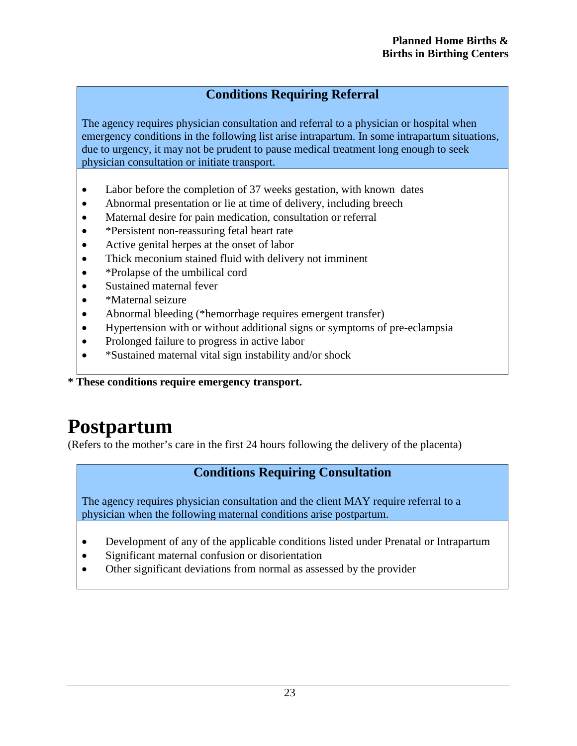### Conditions Requiring Referral

The agency requires physician consultation and referral to a physician or hospital when emergency conditions in the following list arise intrapartum. In some intrapartum situations, due to urgency, it may not be prudent to pause medical treatment long enough to seek physician consultation or initiate transport.

- Labor before the completion of 37 weeks gestation, with known dates
- Abnormal presentation or lie at time of delivery, including breech
- Maternal desire for pain medication, consultation or referral
- *Persistent non-reassuring fetal heart rate
- Active genital herpes at the onset of labor
- Thick meconium stained fluid with delivery not imminent
- *Prolapse of the umbilical cord
- Sustained maternal fever
- *Maternal seizure
- Abnormal bleeding (*hemorrhage requires emergent transfer)
- Hypertension with or without additional signs or symptoms of pre-eclampsia
- Prolonged failure to progress in active labor
- *Sustained maternal vital sign instability and/or shock

**\* These conditions require emergency transport.**

# Postpartum

(Refers to the mother's care in the first 24 hours following the delivery of the placenta)

### Conditions Requiring Consultation

The agency requires physician consultation and the client MAY require referral to a physician when the following maternal conditions arise postpartum.

- Development of any of the applicable conditions listed under Prenatal or Intrapartum
- Significant maternal confusion or disorientation
- Other significant deviations from normal as assessed by the provider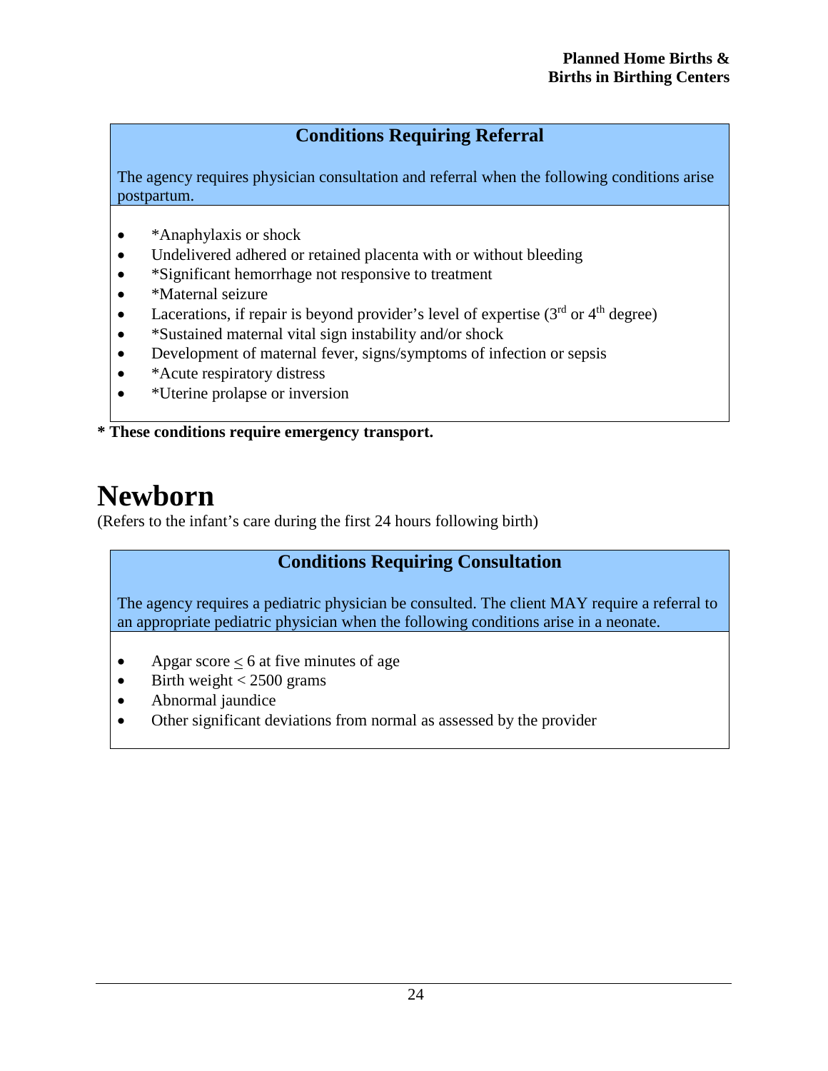### Conditions Requiring Referral

The agency requires physician consultation and referral when the following conditions arise postpartum.

- *Anaphylaxis or shock
- Undelivered adhered or retained placenta with or without bleeding
- *Significant hemorrhage not responsive to treatment
- *Maternal seizure
- Lacerations, if repair is beyond provider's level of expertise ($3^{rd}$ or $4^{th}$ degree)
- *Sustained maternal vital sign instability and/or shock
- Development of maternal fever, signs/symptoms of infection or sepsis
- *Acute respiratory distress
- *Uterine prolapse or inversion

**\* These conditions require emergency transport.**

# Newborn

(Refers to the infant's care during the first 24 hours following birth)

### Conditions Requiring Consultation

The agency requires a pediatric physician be consulted. The client MAY require a referral to an appropriate pediatric physician when the following conditions arise in a neonate.

- Apgar score $\leq$ 6 at five minutes of age
- Birth weight < 2500 grams
- Abnormal jaundice
- Other significant deviations from normal as assessed by the provider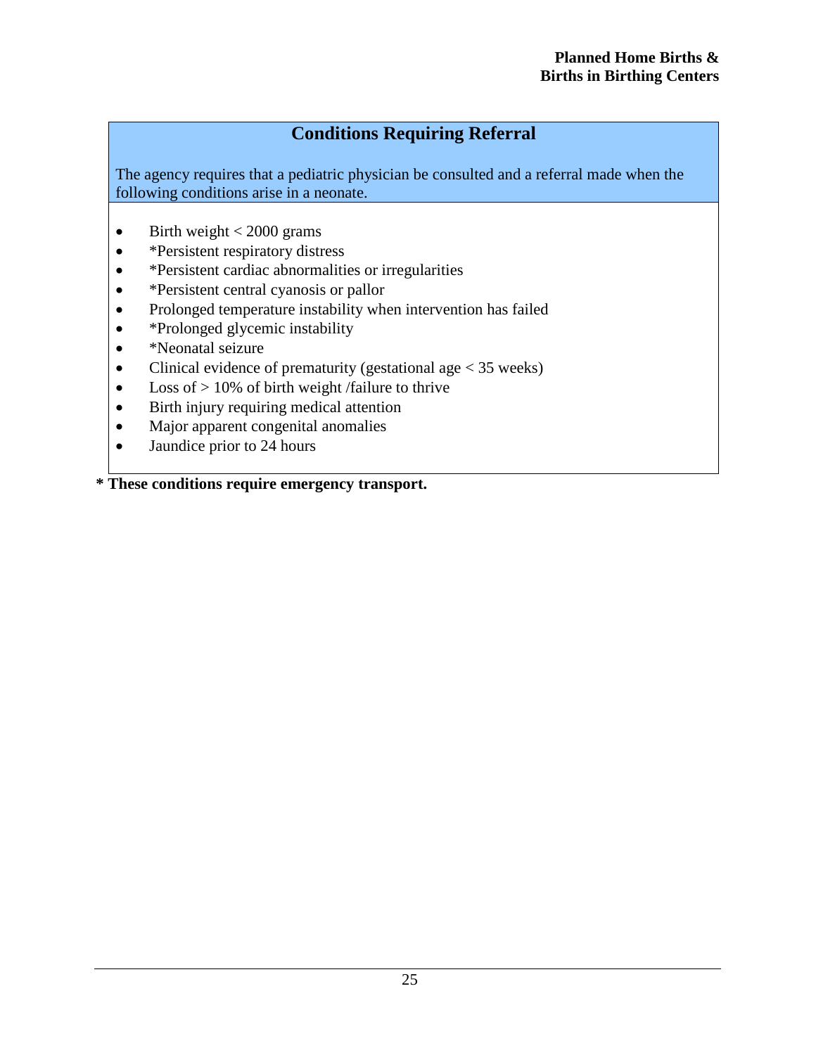## Conditions Requiring Referral

The agency requires that a pediatric physician be consulted and a referral made when the following conditions arise in a neonate.

- Birth weight < 2000 grams
- *Persistent respiratory distress
- *Persistent cardiac abnormalities or irregularities
- *Persistent central cyanosis or pallor
- Prolonged temperature instability when intervention has failed
- *Prolonged glycemic instability
- *Neonatal seizure
- Clinical evidence of prematurity (gestational age < 35 weeks)
- Loss of > 10% of birth weight /failure to thrive
- Birth injury requiring medical attention
- Major apparent congenital anomalies
- Jaundice prior to 24 hours

**\* These conditions require emergency transport.**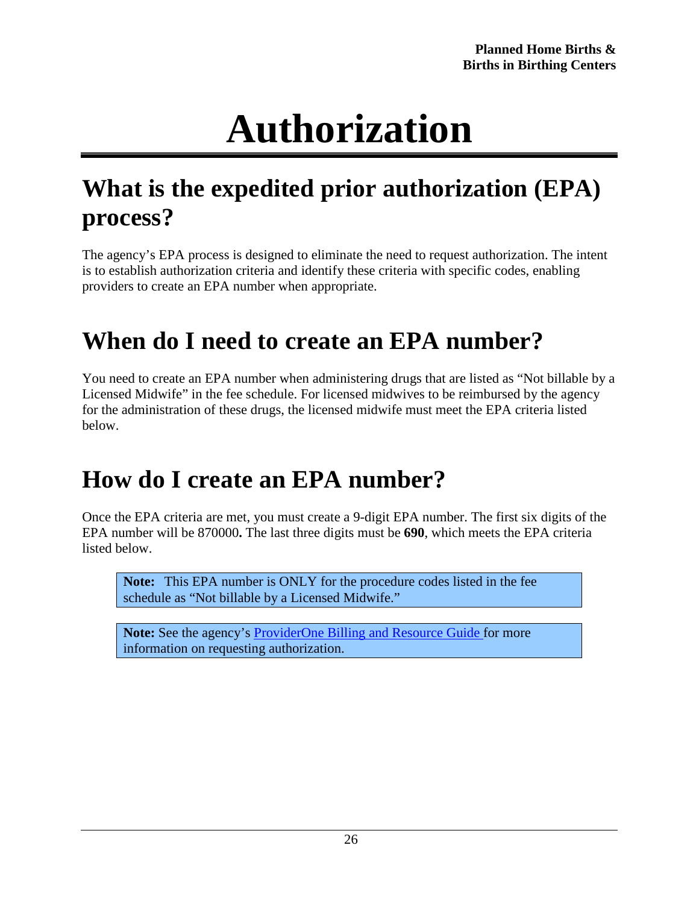# Authorization

## What is the expedited prior authorization (EPA) process?

The agency's EPA process is designed to eliminate the need to request authorization. The intent is to establish authorization criteria and identify these criteria with specific codes, enabling providers to create an EPA number when appropriate.

## When do I need to create an EPA number?

You need to create an EPA number when administering drugs that are listed as "Not billable by a Licensed Midwife" in the fee schedule. For licensed midwives to be reimbursed by the agency for the administration of these drugs, the licensed midwife must meet the EPA criteria listed below.

## How do I create an EPA number?

Once the EPA criteria are met, you must create a 9-digit EPA number. The first six digits of the EPA number will be 870000**.** The last three digits must be **690**, which meets the EPA criteria listed below.

> **Note:** This EPA number is ONLY for the procedure codes listed in the fee schedule as "Not billable by a Licensed Midwife."

> **Note:** See the agency's ProviderOne Billing and Resource Guide for more information on requesting authorization.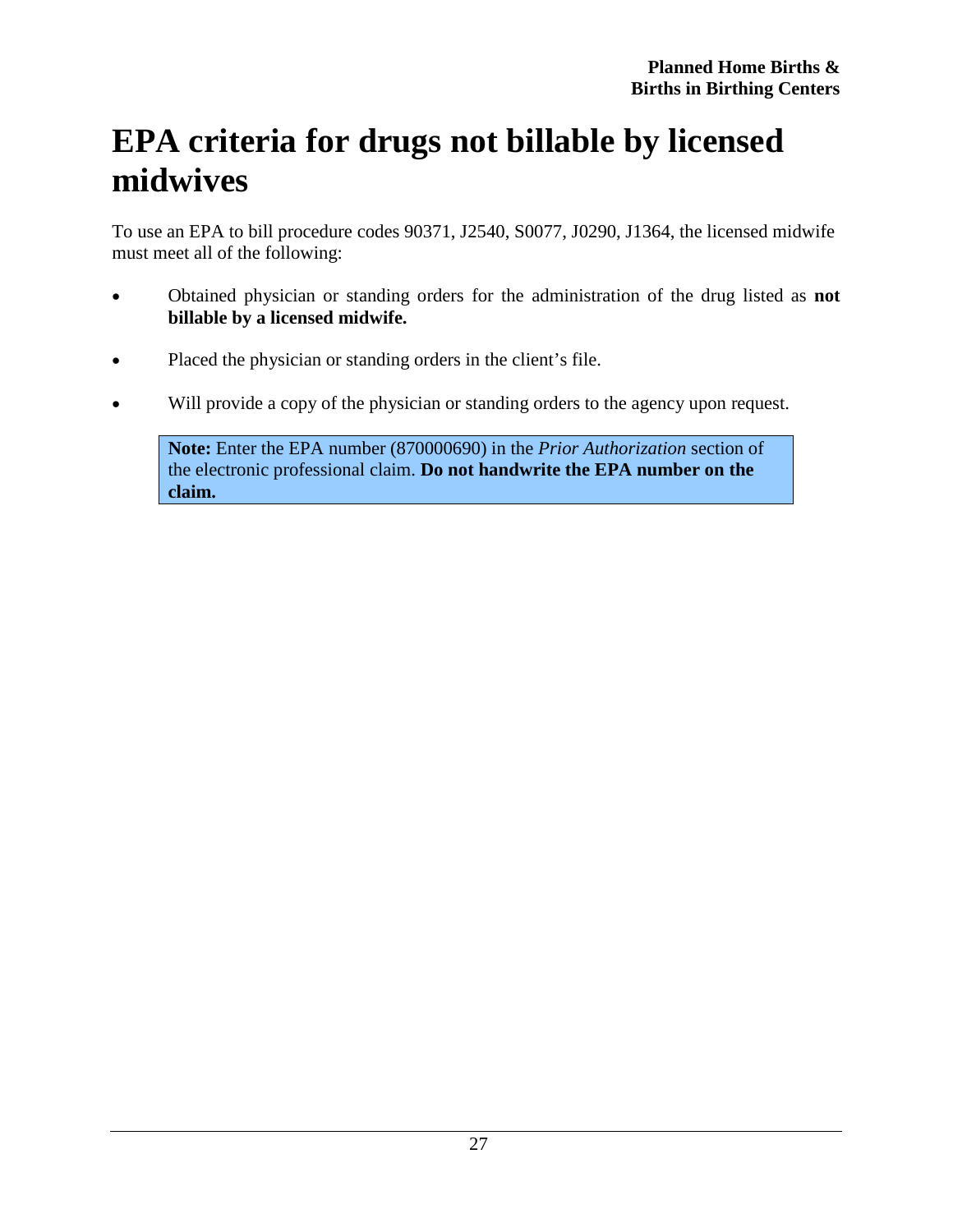# EPA criteria for drugs not billable by licensed midwives

To use an EPA to bill procedure codes 90371, J2540, S0077, J0290, J1364, the licensed midwife must meet all of the following:

- Obtained physician or standing orders for the administration of the drug listed as **not billable by a licensed midwife.**
- Placed the physician or standing orders in the client's file.
- Will provide a copy of the physician or standing orders to the agency upon request.

> **Note:** Enter the EPA number (870000690) in the *Prior Authorization* section of the electronic professional claim. **Do not handwrite the EPA number on the claim.**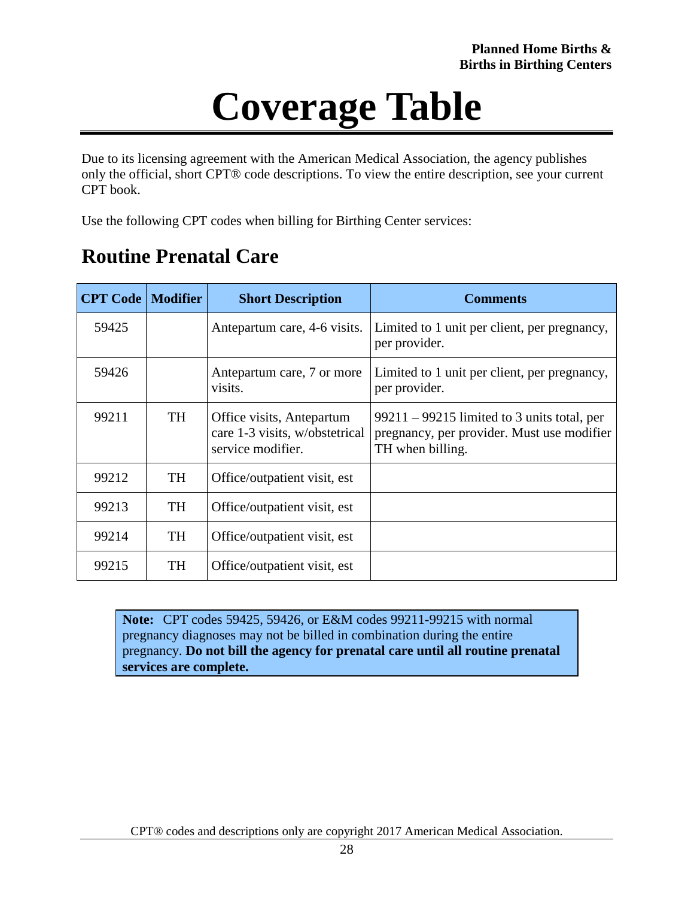# Coverage Table

Due to its licensing agreement with the American Medical Association, the agency publishes only the official, short CPT® code descriptions. To view the entire description, see your current CPT book.

Use the following CPT codes when billing for Birthing Center services:

## Routine Prenatal Care

| CPT Code | Modifier | Short Description | Comments |
|---|---|---|---|
| 59425 | | Antepartum care, 4-6 visits. | Limited to 1 unit per client, per pregnancy, per provider. |
| 59426 | | Antepartum care, 7 or more visits. | Limited to 1 unit per client, per pregnancy, per provider. |
| 99211 | TH | Office visits, Antepartum care 1-3 visits, w/obstetrical service modifier. | 99211 – 99215 limited to 3 units total, per pregnancy, per provider. Must use modifier TH when billing. |
| 99212 | TH | Office/outpatient visit, est | |
| 99213 | TH | Office/outpatient visit, est | |
| 99214 | TH | Office/outpatient visit, est | |
| 99215 | TH | Office/outpatient visit, est | |

**Note:** CPT codes 59425, 59426, or E&M codes 99211-99215 with normal pregnancy diagnoses may not be billed in combination during the entire pregnancy. **Do not bill the agency for prenatal care until all routine prenatal services are complete.**

CPT® codes and descriptions only are copyright 2017 American Medical Association.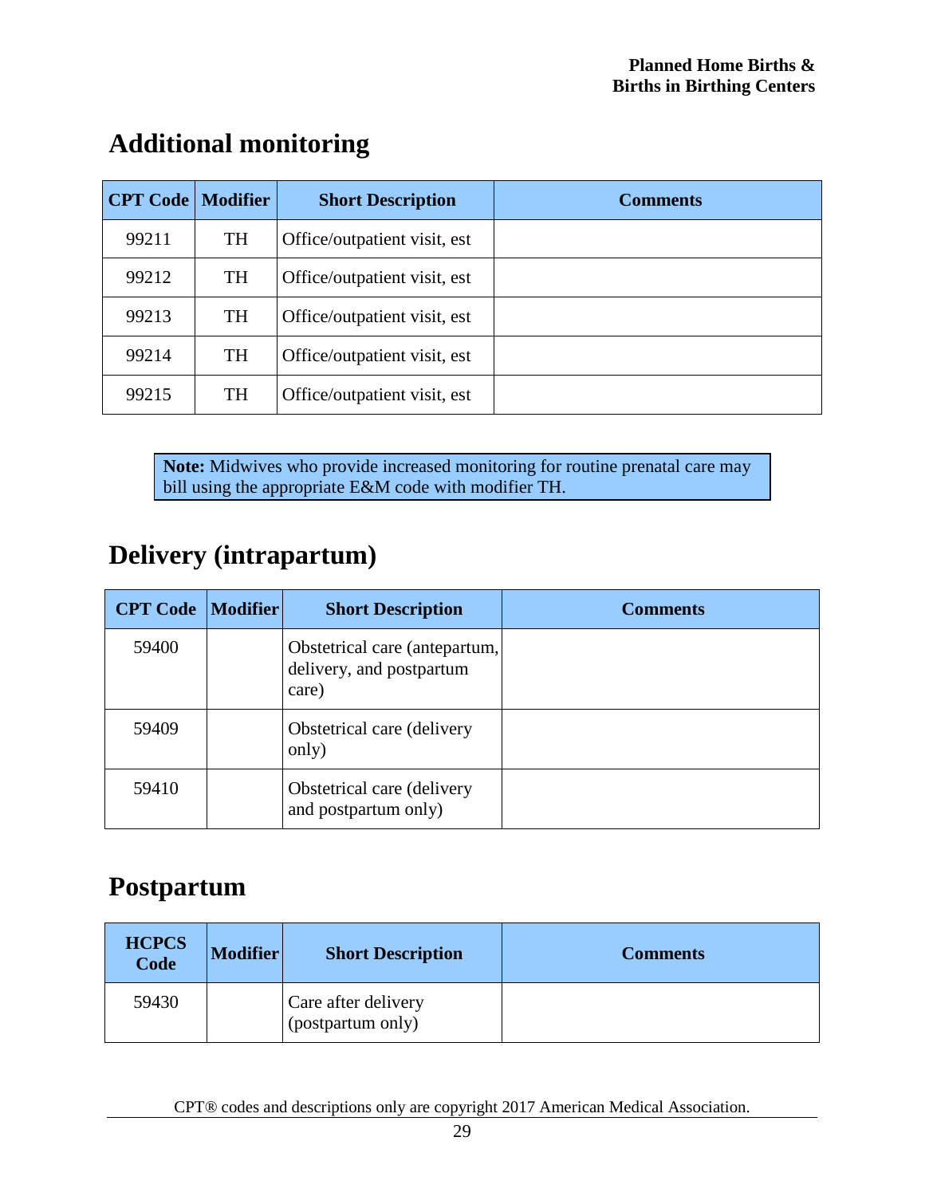## Additional monitoring

| CPT Code | Modifier | Short Description | Comments |
|---|---|---|---|
| 99211 | TH | Office/outpatient visit, est | |
| 99212 | TH | Office/outpatient visit, est | |
| 99213 | TH | Office/outpatient visit, est | |
| 99214 | TH | Office/outpatient visit, est | |
| 99215 | TH | Office/outpatient visit, est | |

**Note:** Midwives who provide increased monitoring for routine prenatal care may bill using the appropriate E&M code with modifier TH.

## Delivery (intrapartum)

| CPT Code | Modifier | Short Description | Comments |
|---|---|---|---|
| 59400 | | Obstetrical care (antepartum, delivery, and postpartum care) | |
| 59409 | | Obstetrical care (delivery only) | |
| 59410 | | Obstetrical care (delivery and postpartum only) | |

## Postpartum

| HCPCS Code | Modifier | Short Description | Comments |
|---|---|---|---|
| 59430 | | Care after delivery (postpartum only) | |

CPT® codes and descriptions only are copyright 2017 American Medical Association.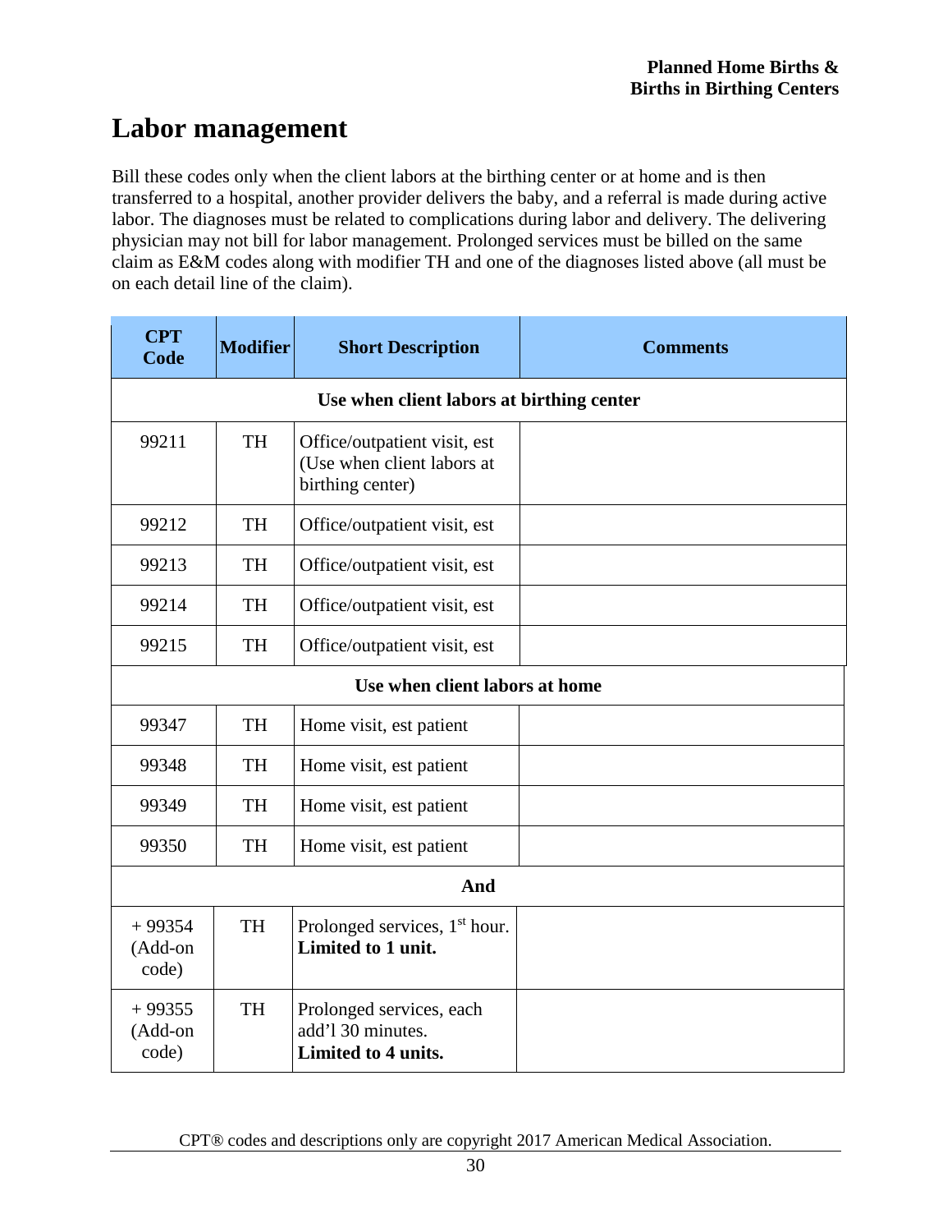# Labor management

Bill these codes only when the client labors at the birthing center or at home and is then transferred to a hospital, another provider delivers the baby, and a referral is made during active labor. The diagnoses must be related to complications during labor and delivery. The delivering physician may not bill for labor management. Prolonged services must be billed on the same claim as E&M codes along with modifier TH and one of the diagnoses listed above (all must be on each detail line of the claim).

| CPT Code | Modifier | Short Description | Comments |
|---|---|---|---|
| **Use when client labors at birthing center** | | | |
| 99211 | TH | Office/outpatient visit, est (Use when client labors at birthing center) | |
| 99212 | TH | Office/outpatient visit, est | |
| 99213 | TH | Office/outpatient visit, est | |
| 99214 | TH | Office/outpatient visit, est | |
| 99215 | TH | Office/outpatient visit, est | |
| **Use when client labors at home** | | | |
| 99347 | TH | Home visit, est patient | |
| 99348 | TH | Home visit, est patient | |
| 99349 | TH | Home visit, est patient | |
| 99350 | TH | Home visit, est patient | |
| **And** | | | |
| + 99354 (Add-on code) | TH | Prolonged services, 1st hour. **Limited to 1 unit.** | |
| + 99355 (Add-on code) | TH | Prolonged services, each add'l 30 minutes. **Limited to 4 units.** | |

CPT® codes and descriptions only are copyright 2017 American Medical Association.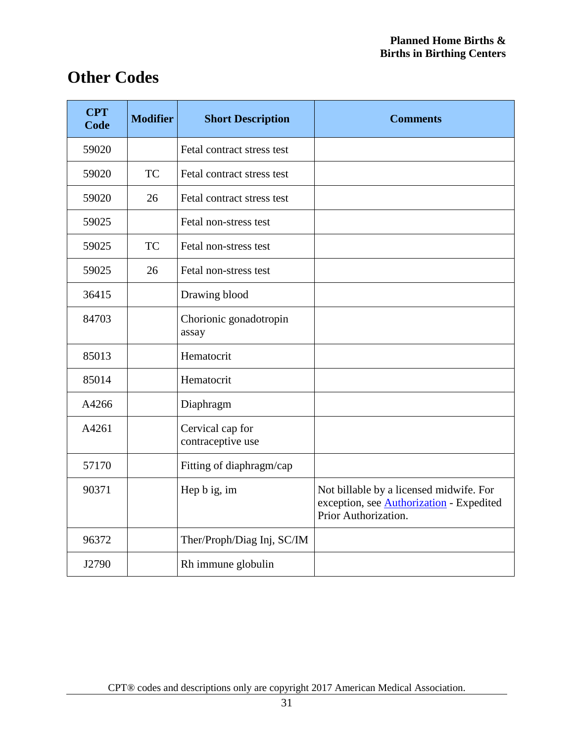## Other Codes

| CPT Code | Modifier | Short Description | Comments |
|---|---|---|---|
| 59020 | | Fetal contract stress test | |
| 59020 | TC | Fetal contract stress test | |
| 59020 | 26 | Fetal contract stress test | |
| 59025 | | Fetal non-stress test | |
| 59025 | TC | Fetal non-stress test | |
| 59025 | 26 | Fetal non-stress test | |
| 36415 | | Drawing blood | |
| 84703 | | Chorionic gonadotropin assay | |
| 85013 | | Hematocrit | |
| 85014 | | Hematocrit | |
| A4266 | | Diaphragm | |
| A4261 | | Cervical cap for contraceptive use | |
| 57170 | | Fitting of diaphragm/cap | |
| 90371 | | Hep b ig, im | Not billable by a licensed midwife. For exception, see Authorization - Expedited Prior Authorization. |
| 96372 | | Ther/Proph/Diag Inj, SC/IM | |
| J2790 | | Rh immune globulin | |

CPT® codes and descriptions only are copyright 2017 American Medical Association.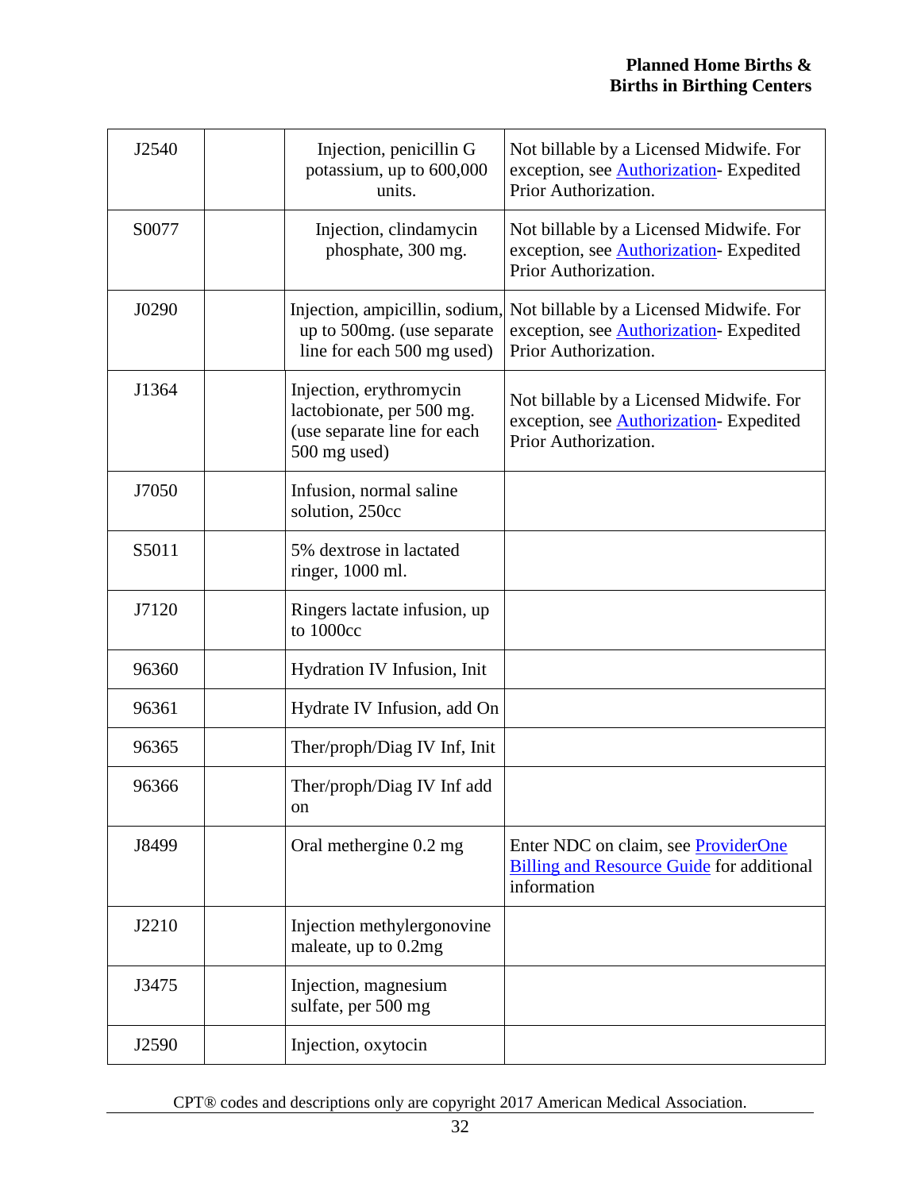| J2540 | | Injection, penicillin G potassium, up to 600,000 units. | Not billable by a Licensed Midwife. For exception, see Authorization- Expedited Prior Authorization. |
|---|---|---|---|
| S0077 | | Injection, clindamycin phosphate, 300 mg. | Not billable by a Licensed Midwife. For exception, see Authorization- Expedited Prior Authorization. |
| J0290 | | Injection, ampicillin, sodium, up to 500mg. (use separate line for each 500 mg used) | Not billable by a Licensed Midwife. For exception, see Authorization- Expedited Prior Authorization. |
| J1364 | | Injection, erythromycin lactobionate, per 500 mg. (use separate line for each 500 mg used) | Not billable by a Licensed Midwife. For exception, see Authorization- Expedited Prior Authorization. |
| J7050 | | Infusion, normal saline solution, 250cc | |
| S5011 | | 5% dextrose in lactated ringer, 1000 ml. | |
| J7120 | | Ringers lactate infusion, up to 1000cc | |
| 96360 | | Hydration IV Infusion, Init | |
| 96361 | | Hydrate IV Infusion, add On | |
| 96365 | | Ther/proph/Diag IV Inf, Init | |
| 96366 | | Ther/proph/Diag IV Inf add on | |
| J8499 | | Oral methergine 0.2 mg | Enter NDC on claim, see ProviderOne Billing and Resource Guide for additional information |
| J2210 | | Injection methylergonovine maleate, up to 0.2mg | |
| J3475 | | Injection, magnesium sulfate, per 500 mg | |
| J2590 | | Injection, oxytocin | |

CPT® codes and descriptions only are copyright 2017 American Medical Association.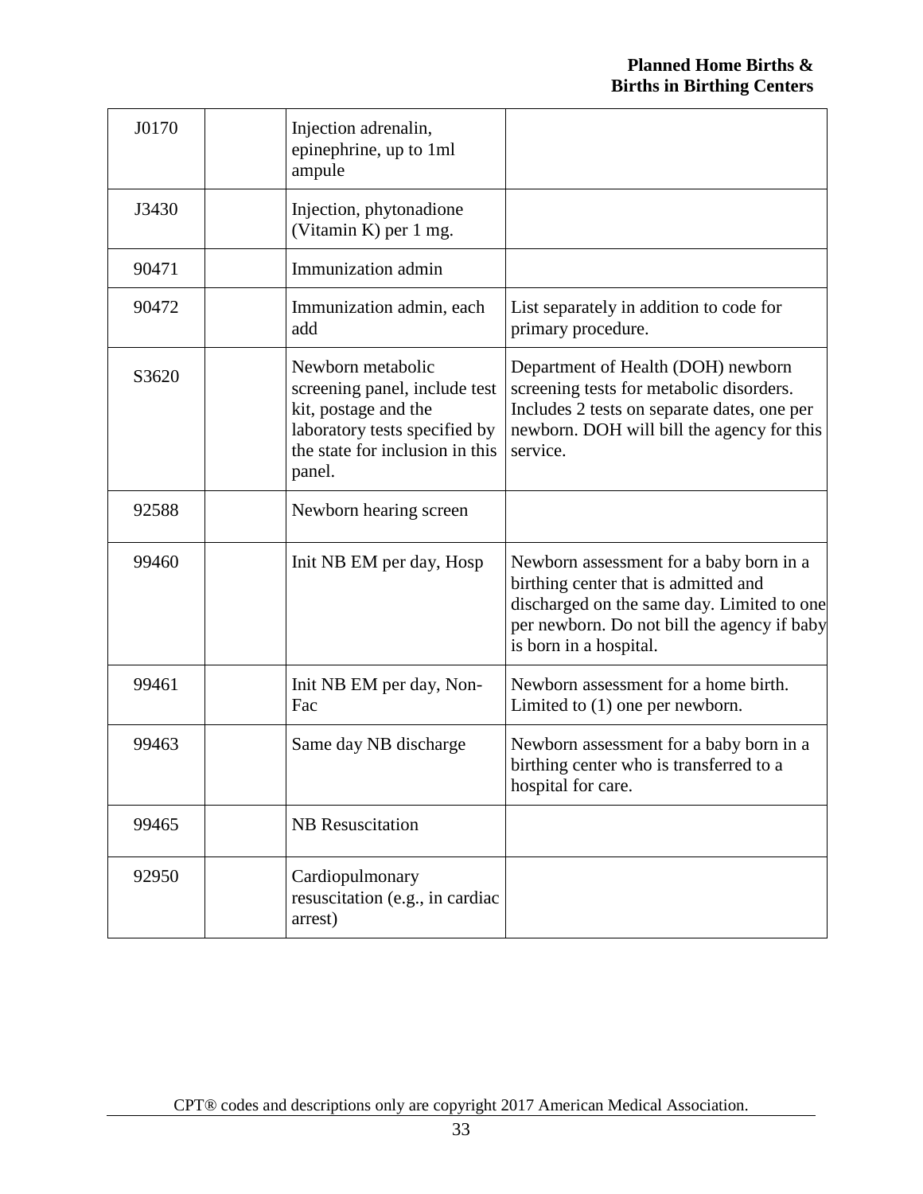| J0170 | | Injection adrenalin, epinephrine, up to 1ml ampule | |
|---|---|---|---|
| J3430 | | Injection, phytonadione (Vitamin K) per 1 mg. | |
| 90471 | | Immunization admin | |
| 90472 | | Immunization admin, each add | List separately in addition to code for primary procedure. |
| S3620 | | Newborn metabolic screening panel, include test kit, postage and the laboratory tests specified by the state for inclusion in this panel. | Department of Health (DOH) newborn screening tests for metabolic disorders. Includes 2 tests on separate dates, one per newborn. DOH will bill the agency for this service. |
| 92588 | | Newborn hearing screen | |
| 99460 | | Init NB EM per day, Hosp | Newborn assessment for a baby born in a birthing center that is admitted and discharged on the same day. Limited to one per newborn. Do not bill the agency if baby is born in a hospital. |
| 99461 | | Init NB EM per day, Non-Fac | Newborn assessment for a home birth. Limited to (1) one per newborn. |
| 99463 | | Same day NB discharge | Newborn assessment for a baby born in a birthing center who is transferred to a hospital for care. |
| 99465 | | NB Resuscitation | |
| 92950 | | Cardiopulmonary resuscitation (e.g., in cardiac arrest) | |

CPT® codes and descriptions only are copyright 2017 American Medical Association.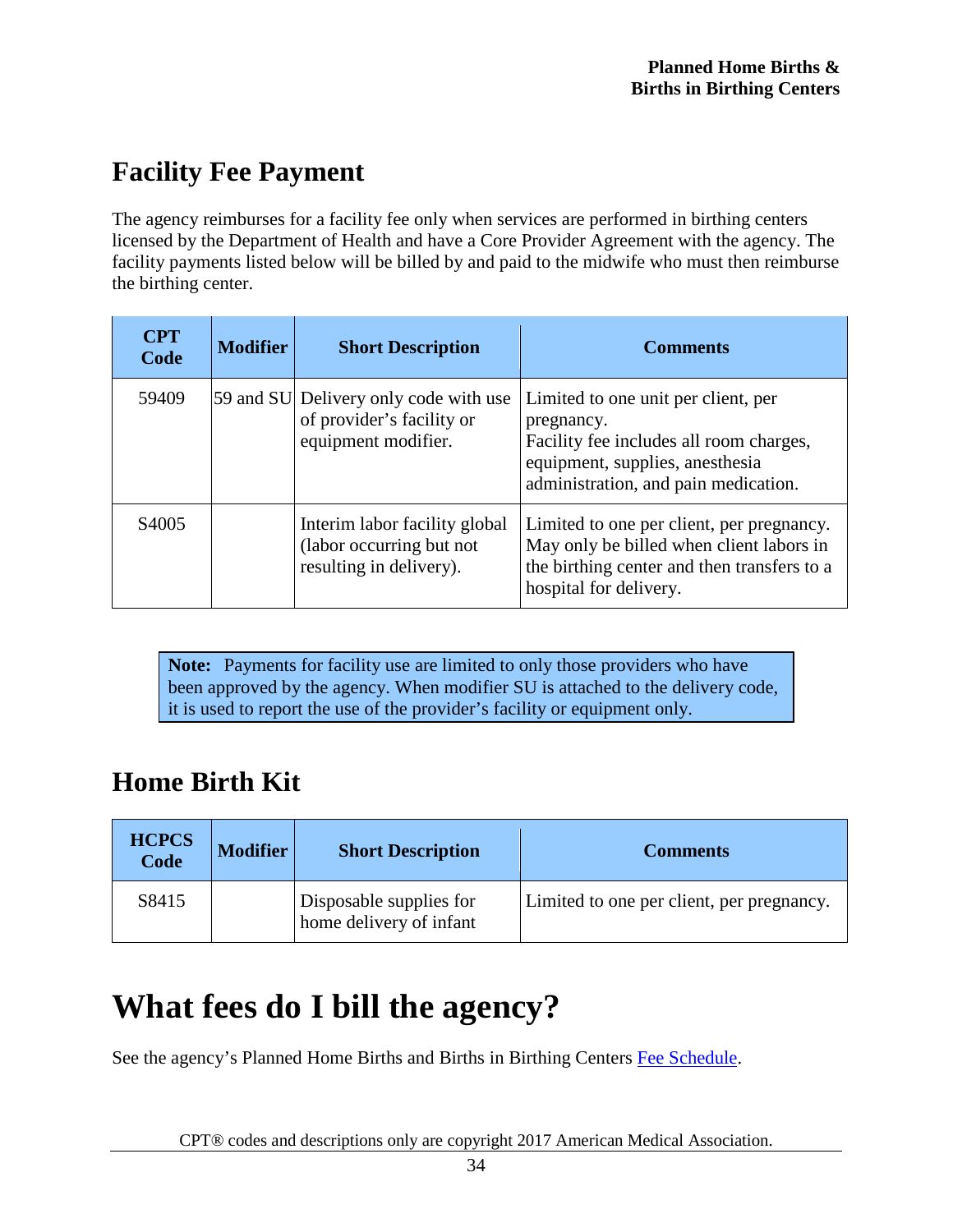## Facility Fee Payment

The agency reimburses for a facility fee only when services are performed in birthing centers licensed by the Department of Health and have a Core Provider Agreement with the agency. The facility payments listed below will be billed by and paid to the midwife who must then reimburse the birthing center.

| CPT Code | Modifier | Short Description | Comments |
|---|---|---|---|
| 59409 | 59 and SU | Delivery only code with use of provider's facility or equipment modifier. | Limited to one unit per client, per pregnancy. Facility fee includes all room charges, equipment, supplies, anesthesia administration, and pain medication. |
| S4005 | | Interim labor facility global (labor occurring but not resulting in delivery). | Limited to one per client, per pregnancy. May only be billed when client labors in the birthing center and then transfers to a hospital for delivery. |

**Note:** Payments for facility use are limited to only those providers who have been approved by the agency. When modifier SU is attached to the delivery code, it is used to report the use of the provider's facility or equipment only.

## Home Birth Kit

| HCPCS Code | Modifier | Short Description | Comments |
|---|---|---|---|
| S8415 | | Disposable supplies for home delivery of infant | Limited to one per client, per pregnancy. |

# What fees do I bill the agency?

See the agency's Planned Home Births and Births in Birthing Centers Fee Schedule.

CPT® codes and descriptions only are copyright 2017 American Medical Association.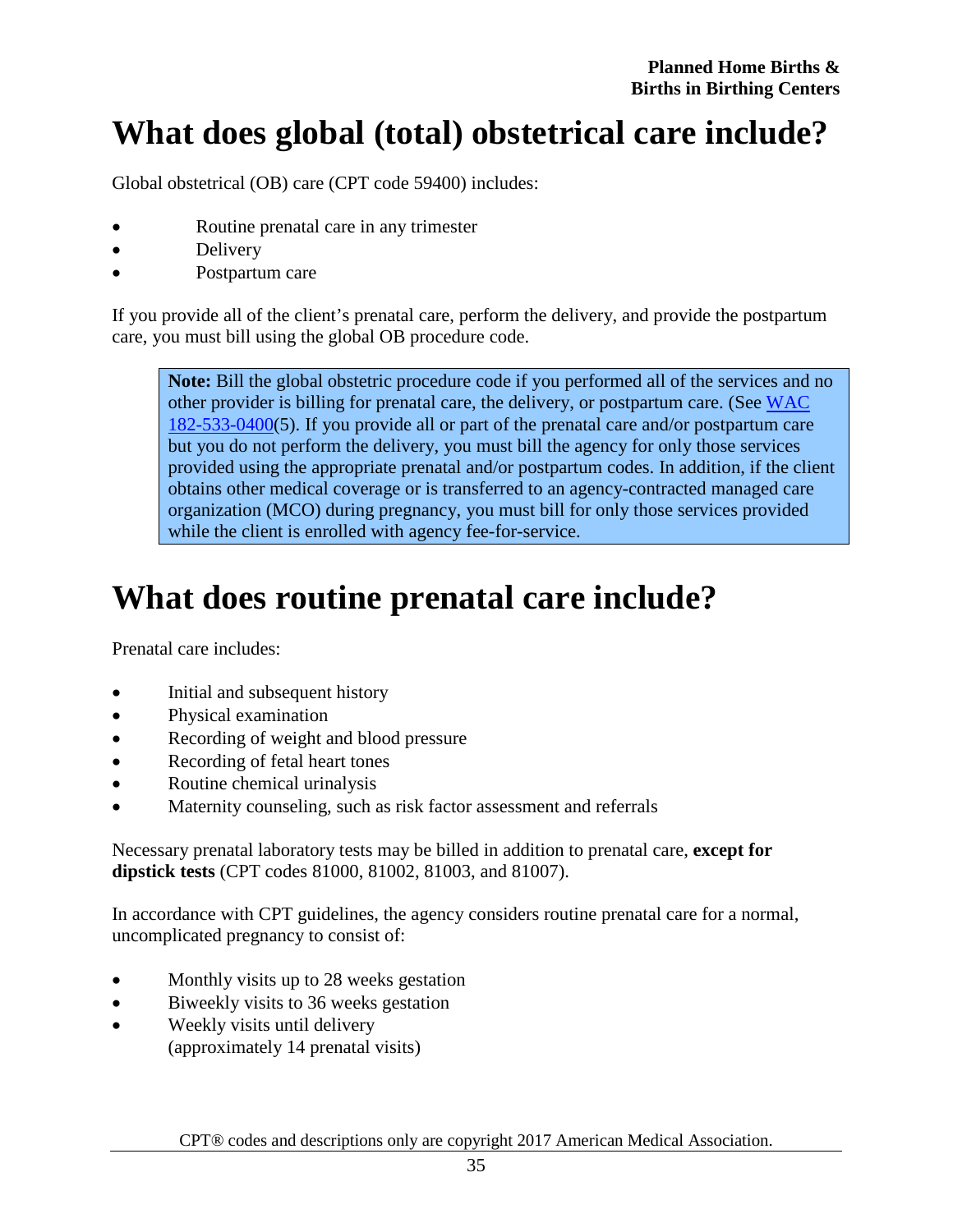# What does global (total) obstetrical care include?

Global obstetrical (OB) care (CPT code 59400) includes:

- Routine prenatal care in any trimester
- Delivery
- Postpartum care

If you provide all of the client's prenatal care, perform the delivery, and provide the postpartum care, you must bill using the global OB procedure code.

> **Note:** Bill the global obstetric procedure code if you performed all of the services and no other provider is billing for prenatal care, the delivery, or postpartum care. (See WAC 182-533-0400(5). If you provide all or part of the prenatal care and/or postpartum care but you do not perform the delivery, you must bill the agency for only those services provided using the appropriate prenatal and/or postpartum codes. In addition, if the client obtains other medical coverage or is transferred to an agency-contracted managed care organization (MCO) during pregnancy, you must bill for only those services provided while the client is enrolled with agency fee-for-service.

# What does routine prenatal care include?

Prenatal care includes:

- Initial and subsequent history
- Physical examination
- Recording of weight and blood pressure
- Recording of fetal heart tones
- Routine chemical urinalysis
- Maternity counseling, such as risk factor assessment and referrals

Necessary prenatal laboratory tests may be billed in addition to prenatal care, **except for dipstick tests** (CPT codes 81000, 81002, 81003, and 81007).

In accordance with CPT guidelines, the agency considers routine prenatal care for a normal, uncomplicated pregnancy to consist of:

- Monthly visits up to 28 weeks gestation
- Biweekly visits to 36 weeks gestation
- Weekly visits until delivery
  (approximately 14 prenatal visits)

CPT® codes and descriptions only are copyright 2017 American Medical Association.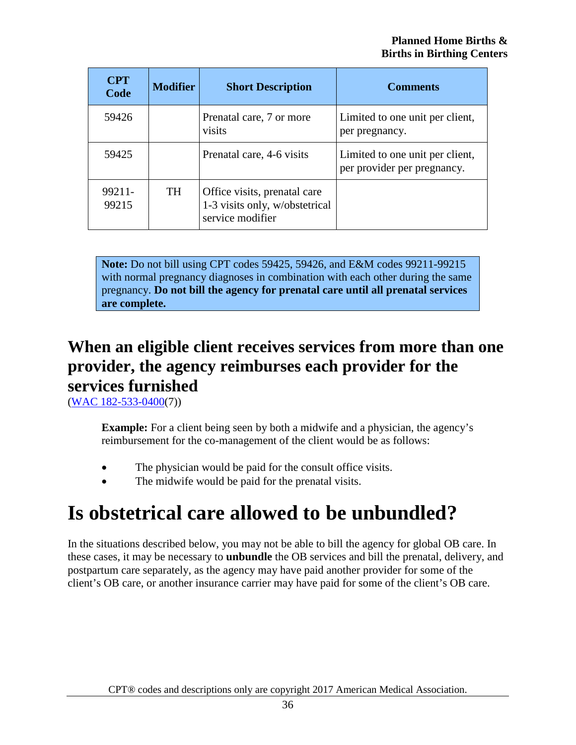| CPT Code | Modifier | Short Description | Comments |
| --- | --- | --- | --- |
| 59426 | | Prenatal care, 7 or more visits | Limited to one unit per client, per pregnancy. |
| 59425 | | Prenatal care, 4-6 visits | Limited to one unit per client, per provider per pregnancy. |
| 99211-99215 | TH | Office visits, prenatal care 1-3 visits only, w/obstetrical service modifier | |

> **Note:** Do not bill using CPT codes 59425, 59426, and E&M codes 99211-99215 with normal pregnancy diagnoses in combination with each other during the same pregnancy. **Do not bill the agency for prenatal care until all prenatal services are complete.**

## When an eligible client receives services from more than one provider, the agency reimburses each provider for the services furnished

(WAC 182-533-0400(7))

**Example:** For a client being seen by both a midwife and a physician, the agency's reimbursement for the co-management of the client would be as follows:

- The physician would be paid for the consult office visits.
- The midwife would be paid for the prenatal visits.

# Is obstetrical care allowed to be unbundled?

In the situations described below, you may not be able to bill the agency for global OB care. In these cases, it may be necessary to **unbundle** the OB services and bill the prenatal, delivery, and postpartum care separately, as the agency may have paid another provider for some of the client's OB care, or another insurance carrier may have paid for some of the client's OB care.

CPT® codes and descriptions only are copyright 2017 American Medical Association.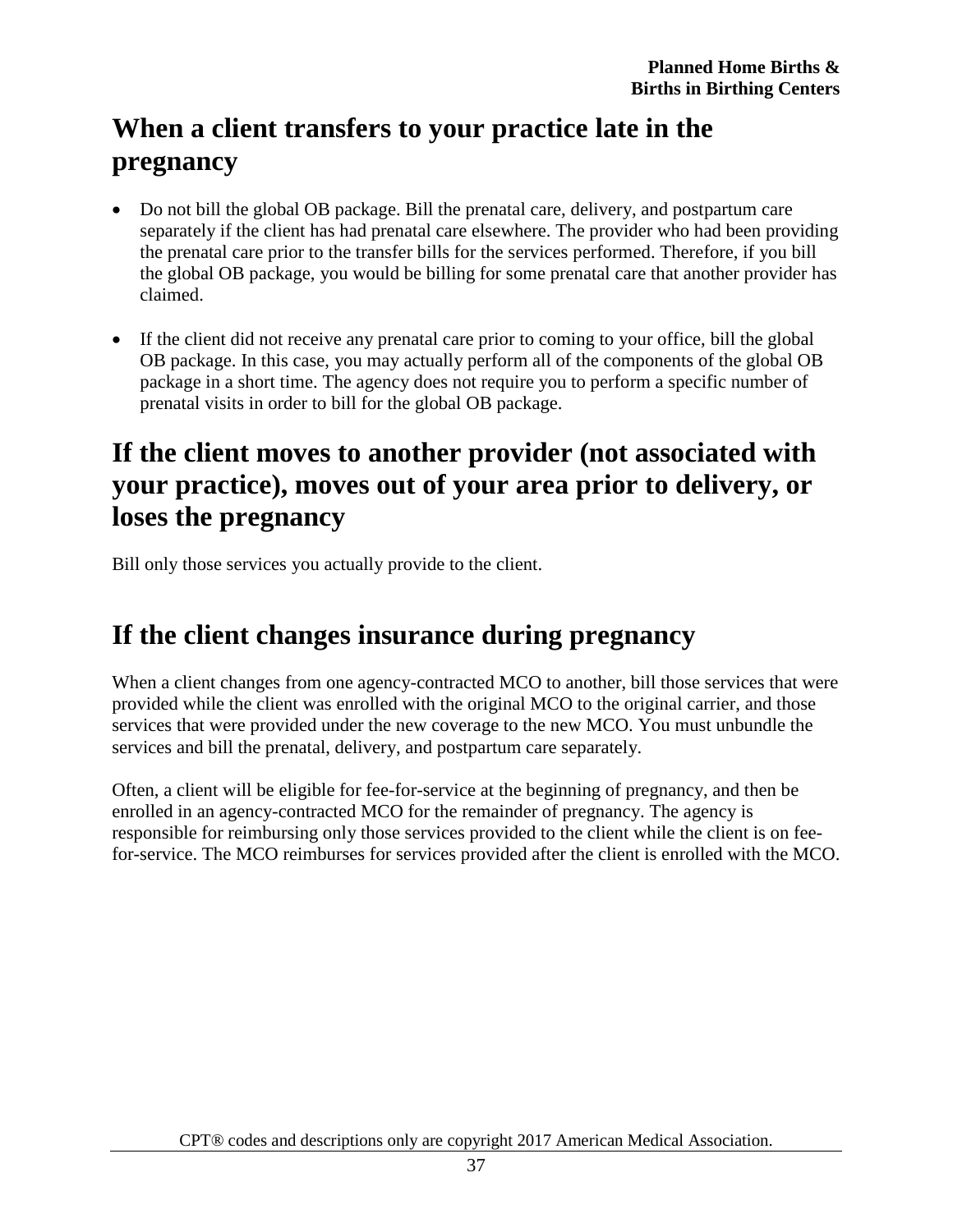## When a client transfers to your practice late in the pregnancy

- Do not bill the global OB package. Bill the prenatal care, delivery, and postpartum care separately if the client has had prenatal care elsewhere. The provider who had been providing the prenatal care prior to the transfer bills for the services performed. Therefore, if you bill the global OB package, you would be billing for some prenatal care that another provider has claimed.

- If the client did not receive any prenatal care prior to coming to your office, bill the global OB package. In this case, you may actually perform all of the components of the global OB package in a short time. The agency does not require you to perform a specific number of prenatal visits in order to bill for the global OB package.

## If the client moves to another provider (not associated with your practice), moves out of your area prior to delivery, or loses the pregnancy

Bill only those services you actually provide to the client.

## If the client changes insurance during pregnancy

When a client changes from one agency-contracted MCO to another, bill those services that were provided while the client was enrolled with the original MCO to the original carrier, and those services that were provided under the new coverage to the new MCO. You must unbundle the services and bill the prenatal, delivery, and postpartum care separately.

Often, a client will be eligible for fee-for-service at the beginning of pregnancy, and then be enrolled in an agency-contracted MCO for the remainder of pregnancy. The agency is responsible for reimbursing only those services provided to the client while the client is on fee-for-service. The MCO reimburses for services provided after the client is enrolled with the MCO.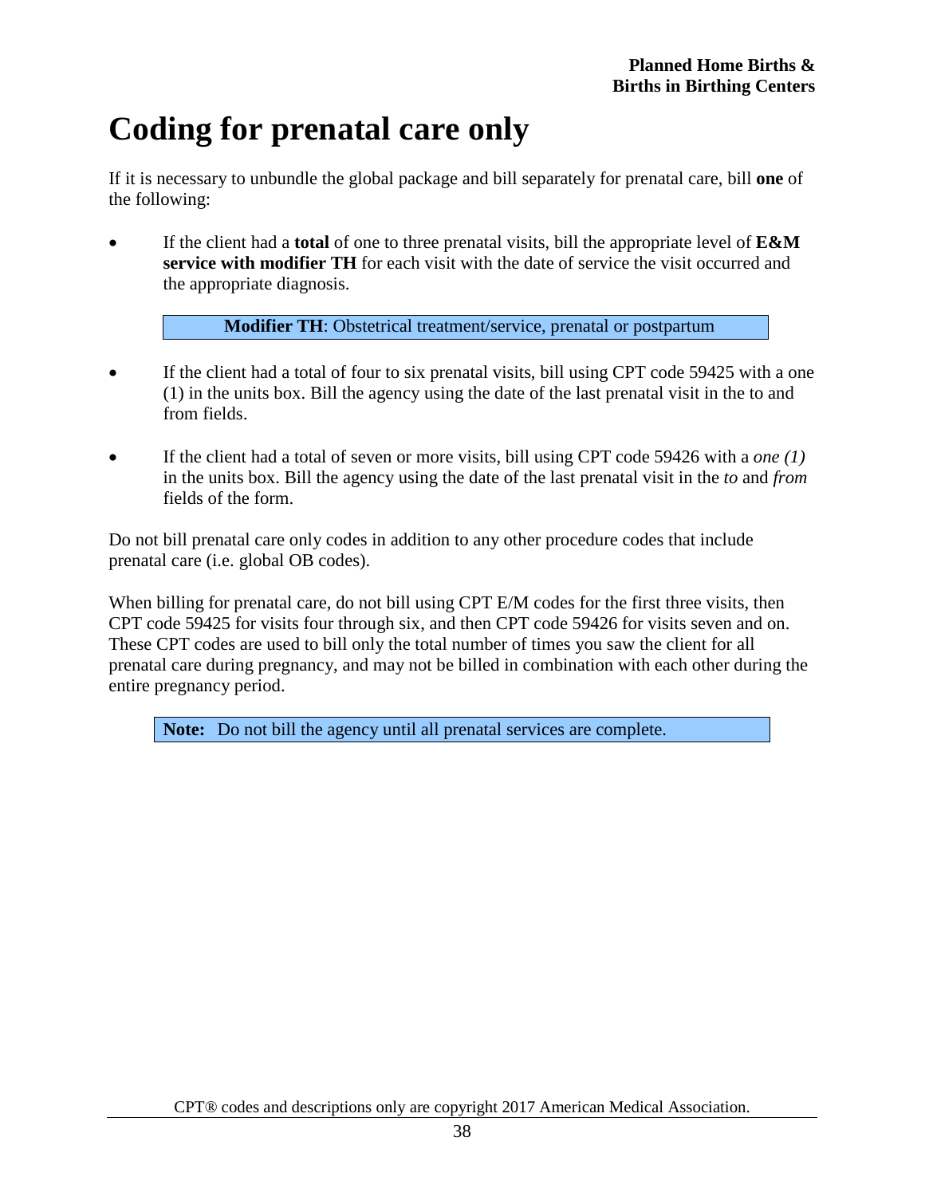# Coding for prenatal care only

If it is necessary to unbundle the global package and bill separately for prenatal care, bill **one** of the following:

- If the client had a **total** of one to three prenatal visits, bill the appropriate level of **E&M service with modifier TH** for each visit with the date of service the visit occurred and the appropriate diagnosis.

  **Modifier TH**: Obstetrical treatment/service, prenatal or postpartum

- If the client had a total of four to six prenatal visits, bill using CPT code 59425 with a one (1) in the units box. Bill the agency using the date of the last prenatal visit in the to and from fields.

- If the client had a total of seven or more visits, bill using CPT code 59426 with a *one (1)* in the units box. Bill the agency using the date of the last prenatal visit in the *to* and *from* fields of the form.

Do not bill prenatal care only codes in addition to any other procedure codes that include prenatal care (i.e. global OB codes).

When billing for prenatal care, do not bill using CPT E/M codes for the first three visits, then CPT code 59425 for visits four through six, and then CPT code 59426 for visits seven and on. These CPT codes are used to bill only the total number of times you saw the client for all prenatal care during pregnancy, and may not be billed in combination with each other during the entire pregnancy period.

**Note:** Do not bill the agency until all prenatal services are complete.

CPT® codes and descriptions only are copyright 2017 American Medical Association.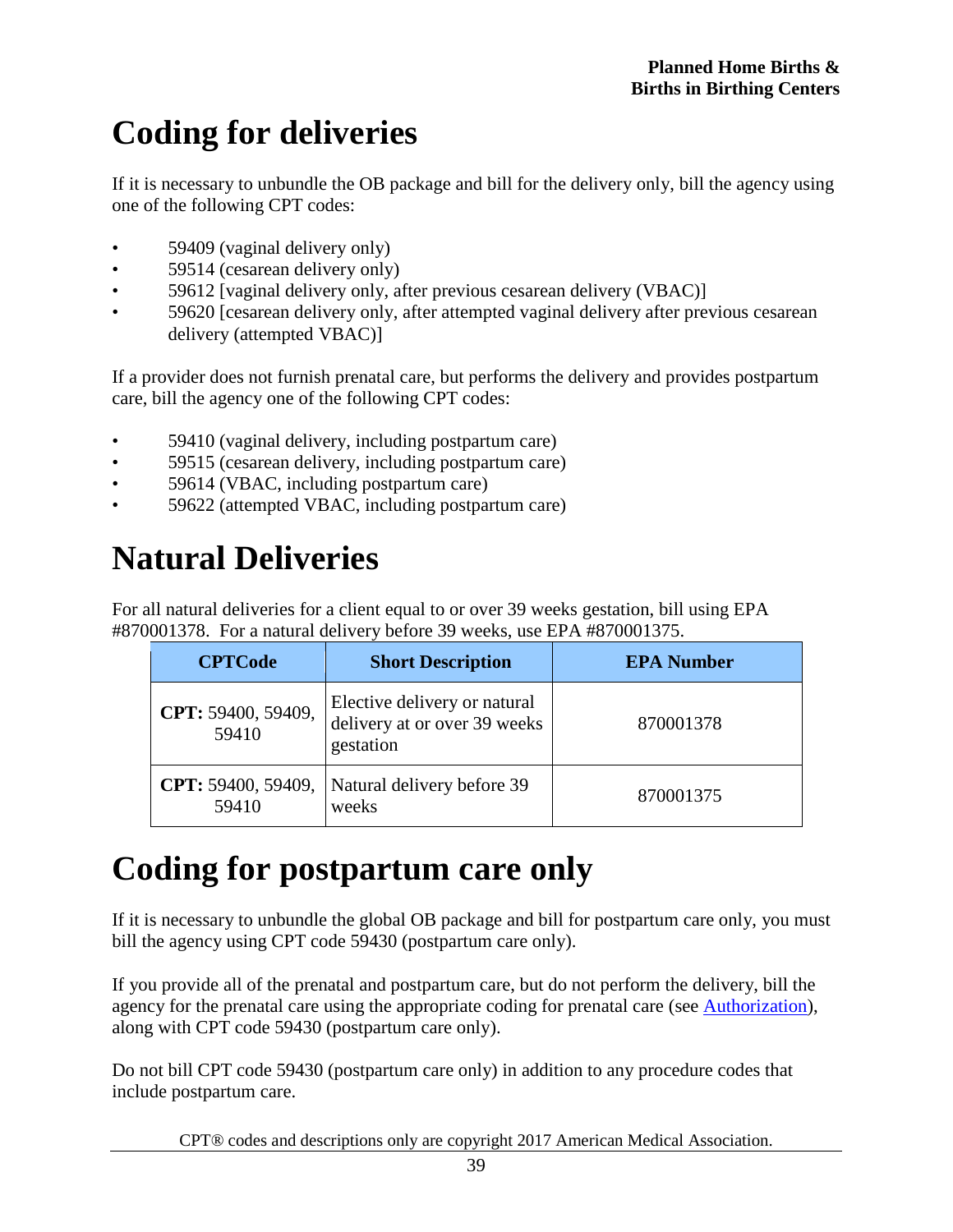# Coding for deliveries

If it is necessary to unbundle the OB package and bill for the delivery only, bill the agency using one of the following CPT codes:

- 59409 (vaginal delivery only)
- 59514 (cesarean delivery only)
- 59612 [vaginal delivery only, after previous cesarean delivery (VBAC)]
- 59620 [cesarean delivery only, after attempted vaginal delivery after previous cesarean delivery (attempted VBAC)]

If a provider does not furnish prenatal care, but performs the delivery and provides postpartum care, bill the agency one of the following CPT codes:

- 59410 (vaginal delivery, including postpartum care)
- 59515 (cesarean delivery, including postpartum care)
- 59614 (VBAC, including postpartum care)
- 59622 (attempted VBAC, including postpartum care)

# Natural Deliveries

For all natural deliveries for a client equal to or over 39 weeks gestation, bill using EPA #870001378. For a natural delivery before 39 weeks, use EPA #870001375.

| CPTCode | Short Description | EPA Number |
| --- | --- | --- |
| **CPT:** 59400, 59409, 59410 | Elective delivery or natural delivery at or over 39 weeks gestation | 870001378 |
| **CPT:** 59400, 59409, 59410 | Natural delivery before 39 weeks | 870001375 |

# Coding for postpartum care only

If it is necessary to unbundle the global OB package and bill for postpartum care only, you must bill the agency using CPT code 59430 (postpartum care only).

If you provide all of the prenatal and postpartum care, but do not perform the delivery, bill the agency for the prenatal care using the appropriate coding for prenatal care (see Authorization), along with CPT code 59430 (postpartum care only).

Do not bill CPT code 59430 (postpartum care only) in addition to any procedure codes that include postpartum care.

CPT® codes and descriptions only are copyright 2017 American Medical Association.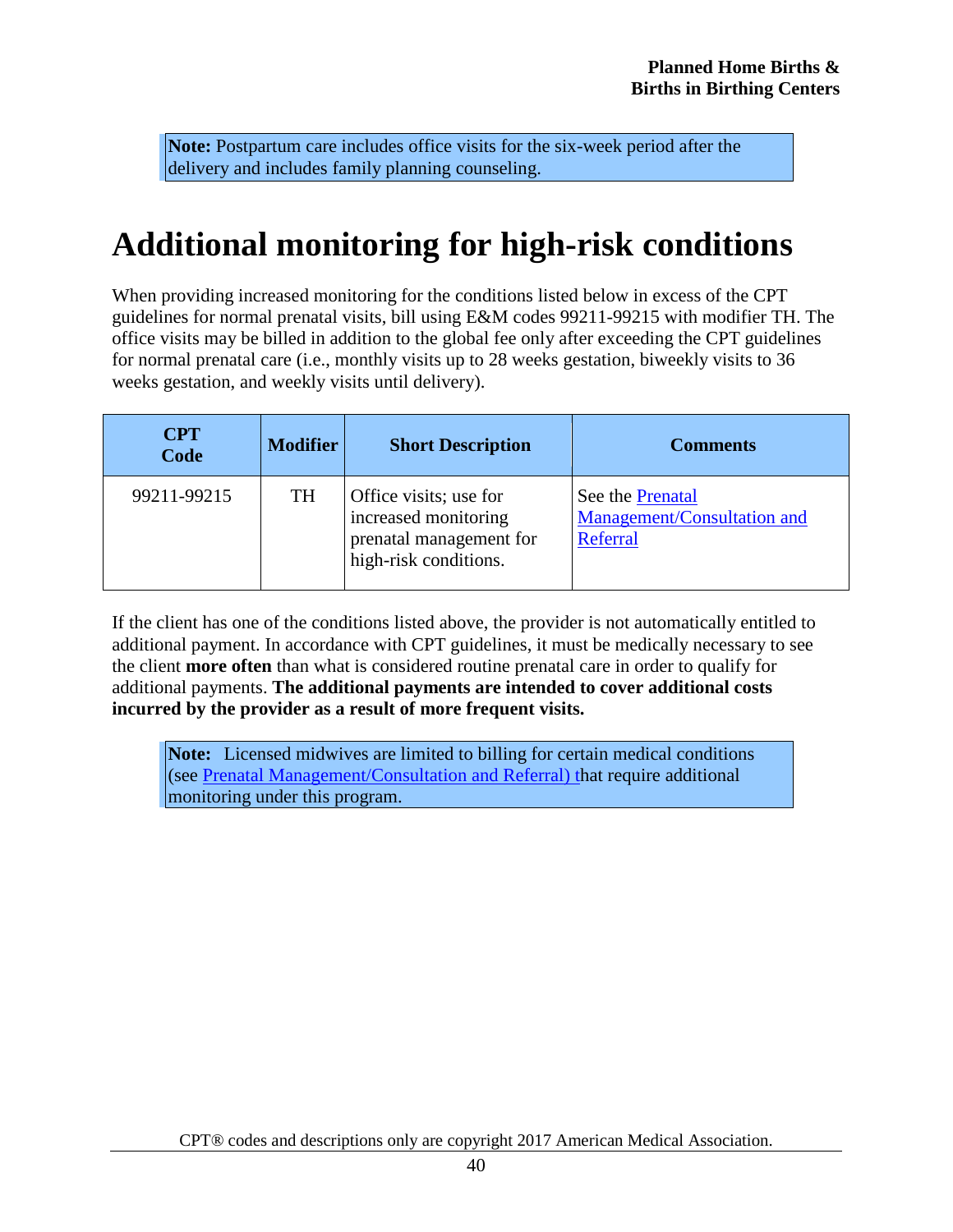**Note:** Postpartum care includes office visits for the six-week period after the delivery and includes family planning counseling.

# Additional monitoring for high-risk conditions

When providing increased monitoring for the conditions listed below in excess of the CPT guidelines for normal prenatal visits, bill using E&M codes 99211-99215 with modifier TH. The office visits may be billed in addition to the global fee only after exceeding the CPT guidelines for normal prenatal care (i.e., monthly visits up to 28 weeks gestation, biweekly visits to 36 weeks gestation, and weekly visits until delivery).

| CPT Code | Modifier | Short Description | Comments |
|---|---|---|---|
| 99211-99215 | TH | Office visits; use for increased monitoring prenatal management for high-risk conditions. | See the Prenatal Management/Consultation and Referral |

If the client has one of the conditions listed above, the provider is not automatically entitled to additional payment. In accordance with CPT guidelines, it must be medically necessary to see the client **more often** than what is considered routine prenatal care in order to qualify for additional payments. **The additional payments are intended to cover additional costs incurred by the provider as a result of more frequent visits.**

**Note:** Licensed midwives are limited to billing for certain medical conditions (see Prenatal Management/Consultation and Referral) that require additional monitoring under this program.

CPT® codes and descriptions only are copyright 2017 American Medical Association.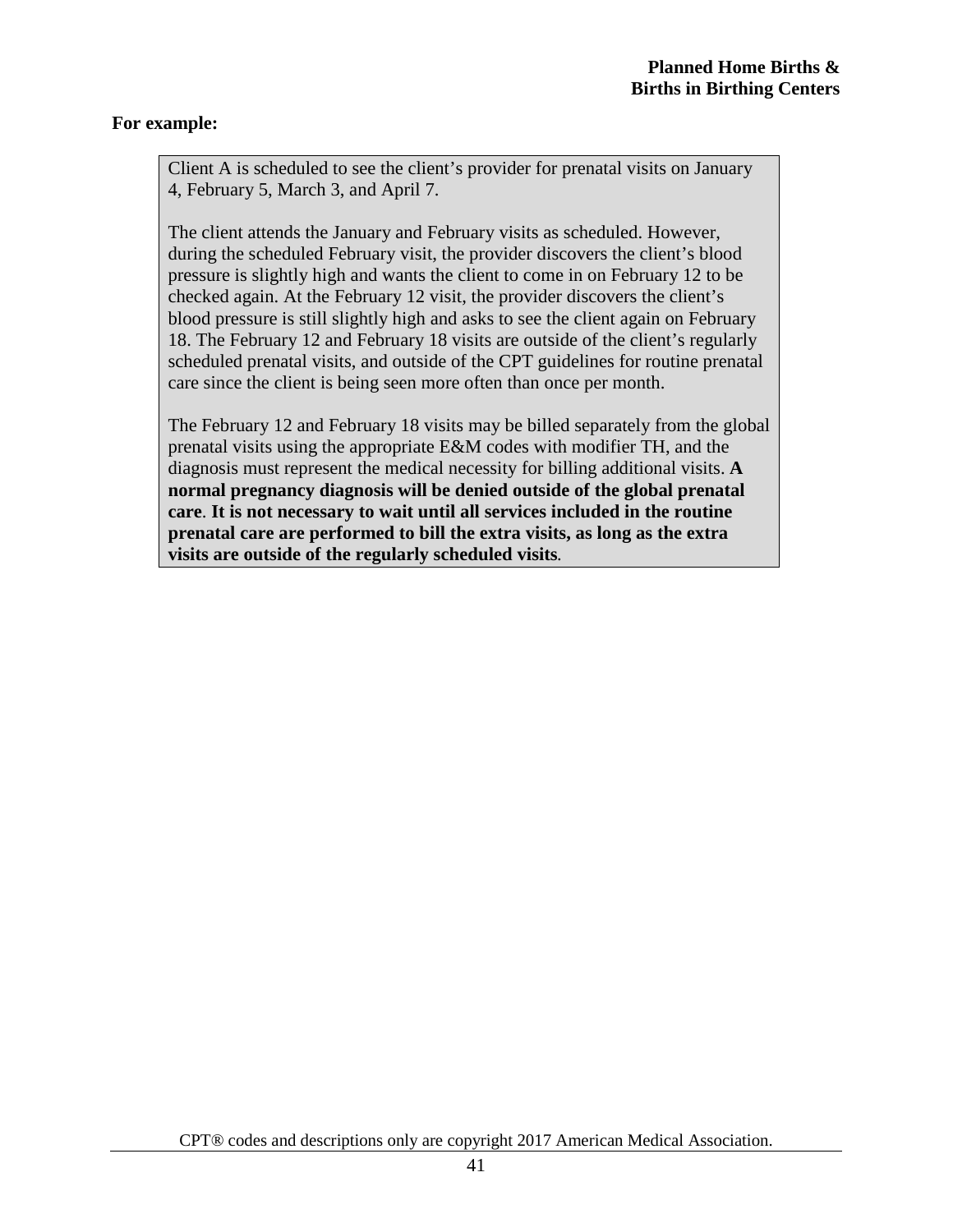**For example:**

> Client A is scheduled to see the client's provider for prenatal visits on January 4, February 5, March 3, and April 7.
>
> The client attends the January and February visits as scheduled. However, during the scheduled February visit, the provider discovers the client's blood pressure is slightly high and wants the client to come in on February 12 to be checked again. At the February 12 visit, the provider discovers the client's blood pressure is still slightly high and asks to see the client again on February 18. The February 12 and February 18 visits are outside of the client's regularly scheduled prenatal visits, and outside of the CPT guidelines for routine prenatal care since the client is being seen more often than once per month.
>
> The February 12 and February 18 visits may be billed separately from the global prenatal visits using the appropriate E&M codes with modifier TH, and the diagnosis must represent the medical necessity for billing additional visits. **A normal pregnancy diagnosis will be denied outside of the global prenatal care**. **It is not necessary to wait until all services included in the routine prenatal care are performed to bill the extra visits, as long as the extra visits are outside of the regularly scheduled visits**.

CPT® codes and descriptions only are copyright 2017 American Medical Association.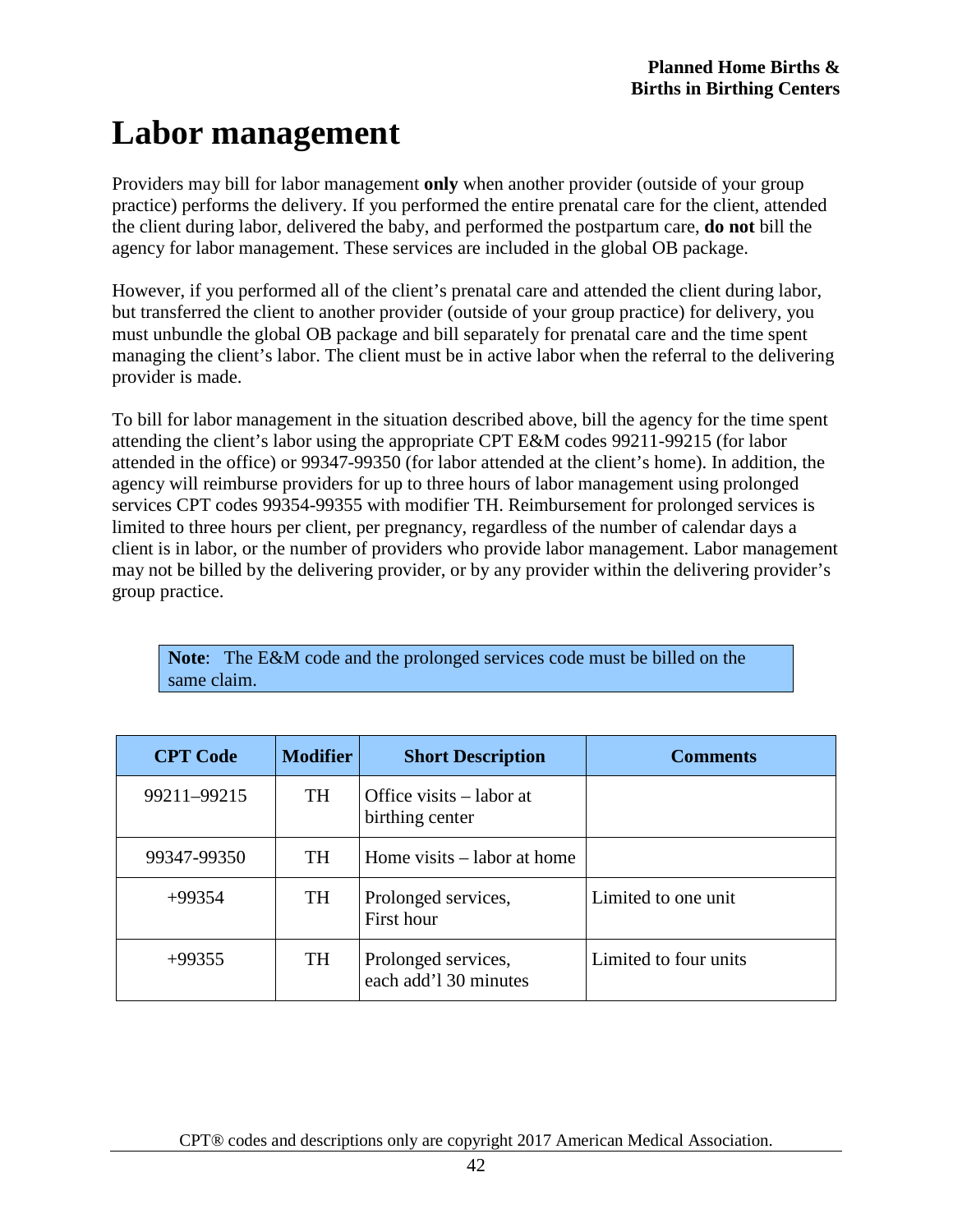# Labor management

Providers may bill for labor management **only** when another provider (outside of your group practice) performs the delivery. If you performed the entire prenatal care for the client, attended the client during labor, delivered the baby, and performed the postpartum care, **do not** bill the agency for labor management. These services are included in the global OB package.

However, if you performed all of the client's prenatal care and attended the client during labor, but transferred the client to another provider (outside of your group practice) for delivery, you must unbundle the global OB package and bill separately for prenatal care and the time spent managing the client's labor. The client must be in active labor when the referral to the delivering provider is made.

To bill for labor management in the situation described above, bill the agency for the time spent attending the client's labor using the appropriate CPT E&M codes 99211-99215 (for labor attended in the office) or 99347-99350 (for labor attended at the client's home). In addition, the agency will reimburse providers for up to three hours of labor management using prolonged services CPT codes 99354-99355 with modifier TH. Reimbursement for prolonged services is limited to three hours per client, per pregnancy, regardless of the number of calendar days a client is in labor, or the number of providers who provide labor management. Labor management may not be billed by the delivering provider, or by any provider within the delivering provider's group practice.

**Note**: The E&M code and the prolonged services code must be billed on the same claim.

| CPT Code | Modifier | Short Description | Comments |
|---|---|---|---|
| 99211–99215 | TH | Office visits – labor at birthing center | |
| 99347-99350 | TH | Home visits – labor at home | |
| +99354 | TH | Prolonged services, First hour | Limited to one unit |
| +99355 | TH | Prolonged services, each add'l 30 minutes | Limited to four units |

CPT® codes and descriptions only are copyright 2017 American Medical Association.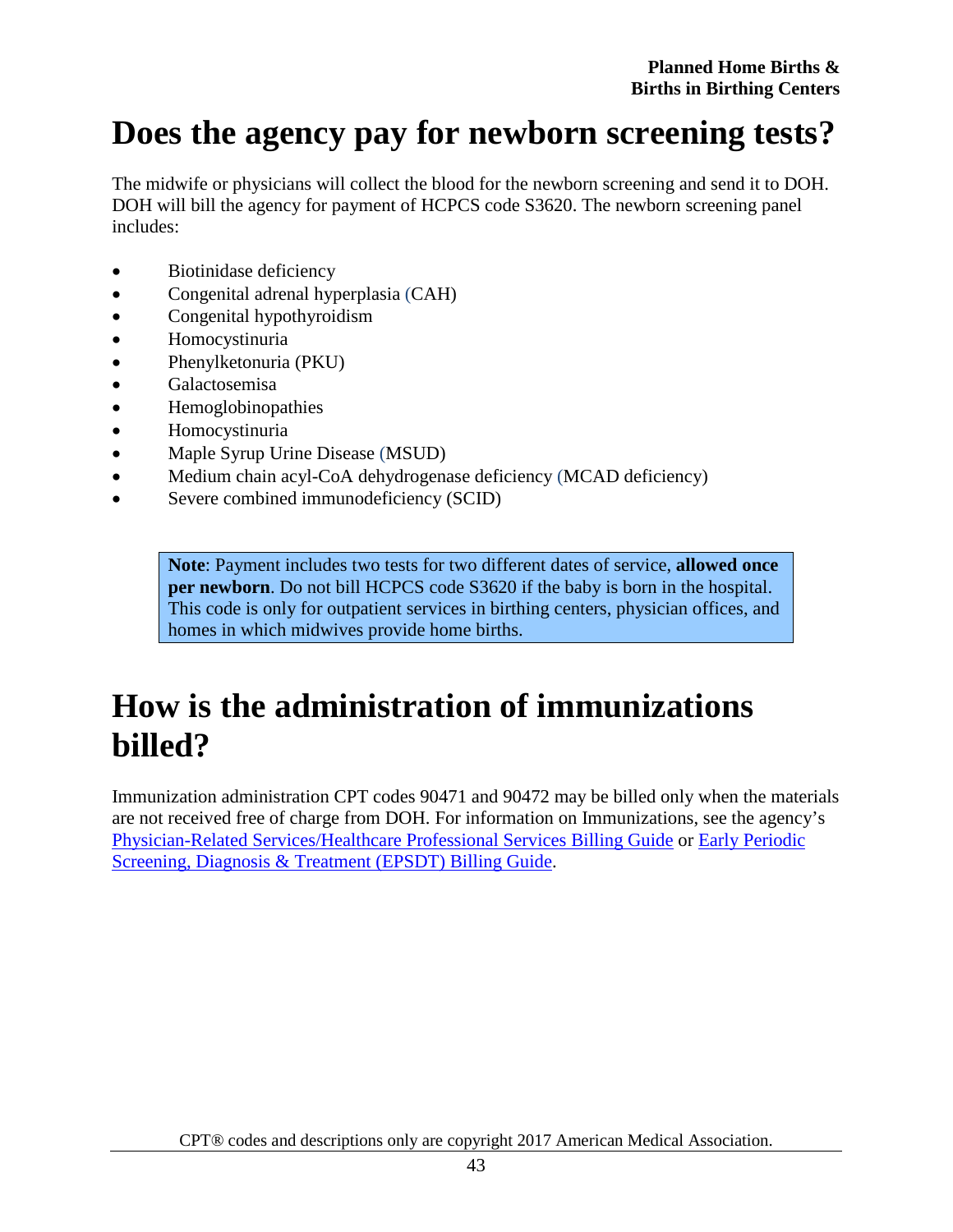# Does the agency pay for newborn screening tests?

The midwife or physicians will collect the blood for the newborn screening and send it to DOH. DOH will bill the agency for payment of HCPCS code S3620. The newborn screening panel includes:

- Biotinidase deficiency
- Congenital adrenal hyperplasia (CAH)
- Congenital hypothyroidism
- Homocystinuria
- Phenylketonuria (PKU)
- Galactosemisa
- Hemoglobinopathies
- Homocystinuria
- Maple Syrup Urine Disease (MSUD)
- Medium chain acyl-CoA dehydrogenase deficiency (MCAD deficiency)
- Severe combined immunodeficiency (SCID)

> **Note**: Payment includes two tests for two different dates of service, **allowed once per newborn**. Do not bill HCPCS code S3620 if the baby is born in the hospital. This code is only for outpatient services in birthing centers, physician offices, and homes in which midwives provide home births.

# How is the administration of immunizations billed?

Immunization administration CPT codes 90471 and 90472 may be billed only when the materials are not received free of charge from DOH. For information on Immunizations, see the agency's Physician-Related Services/Healthcare Professional Services Billing Guide or Early Periodic Screening, Diagnosis & Treatment (EPSDT) Billing Guide.

CPT® codes and descriptions only are copyright 2017 American Medical Association.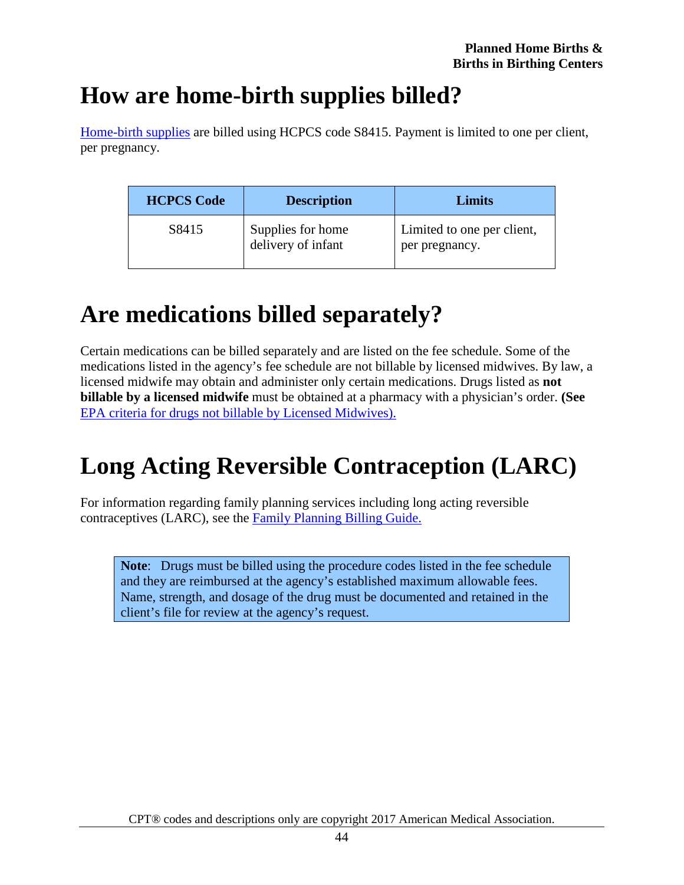# How are home-birth supplies billed?

Home-birth supplies are billed using HCPCS code S8415. Payment is limited to one per client, per pregnancy.

| HCPCS Code | Description | Limits |
|---|---|---|
| S8415 | Supplies for home delivery of infant | Limited to one per client, per pregnancy. |

# Are medications billed separately?

Certain medications can be billed separately and are listed on the fee schedule. Some of the medications listed in the agency's fee schedule are not billable by licensed midwives. By law, a licensed midwife may obtain and administer only certain medications. Drugs listed as **not billable by a licensed midwife** must be obtained at a pharmacy with a physician's order. **(See** EPA criteria for drugs not billable by Licensed Midwives).

# Long Acting Reversible Contraception (LARC)

For information regarding family planning services including long acting reversible contraceptives (LARC), see the Family Planning Billing Guide.

> **Note**: Drugs must be billed using the procedure codes listed in the fee schedule and they are reimbursed at the agency's established maximum allowable fees. Name, strength, and dosage of the drug must be documented and retained in the client's file for review at the agency's request.

CPT® codes and descriptions only are copyright 2017 American Medical Association.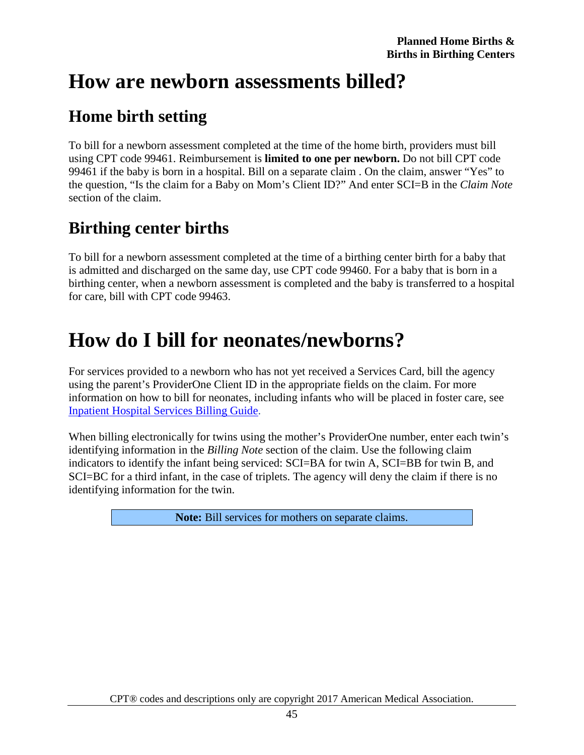# How are newborn assessments billed?

## Home birth setting

To bill for a newborn assessment completed at the time of the home birth, providers must bill using CPT code 99461. Reimbursement is **limited to one per newborn.** Do not bill CPT code 99461 if the baby is born in a hospital. Bill on a separate claim . On the claim, answer "Yes" to the question, "Is the claim for a Baby on Mom's Client ID?" And enter SCI=B in the *Claim Note* section of the claim.

## Birthing center births

To bill for a newborn assessment completed at the time of a birthing center birth for a baby that is admitted and discharged on the same day, use CPT code 99460. For a baby that is born in a birthing center, when a newborn assessment is completed and the baby is transferred to a hospital for care, bill with CPT code 99463.

# How do I bill for neonates/newborns?

For services provided to a newborn who has not yet received a Services Card, bill the agency using the parent's ProviderOne Client ID in the appropriate fields on the claim. For more information on how to bill for neonates, including infants who will be placed in foster care, see Inpatient Hospital Services Billing Guide.

When billing electronically for twins using the mother's ProviderOne number, enter each twin's identifying information in the *Billing Note* section of the claim. Use the following claim indicators to identify the infant being serviced: SCI=BA for twin A, SCI=BB for twin B, and SCI=BC for a third infant, in the case of triplets. The agency will deny the claim if there is no identifying information for the twin.

**Note:** Bill services for mothers on separate claims.

CPT® codes and descriptions only are copyright 2017 American Medical Association.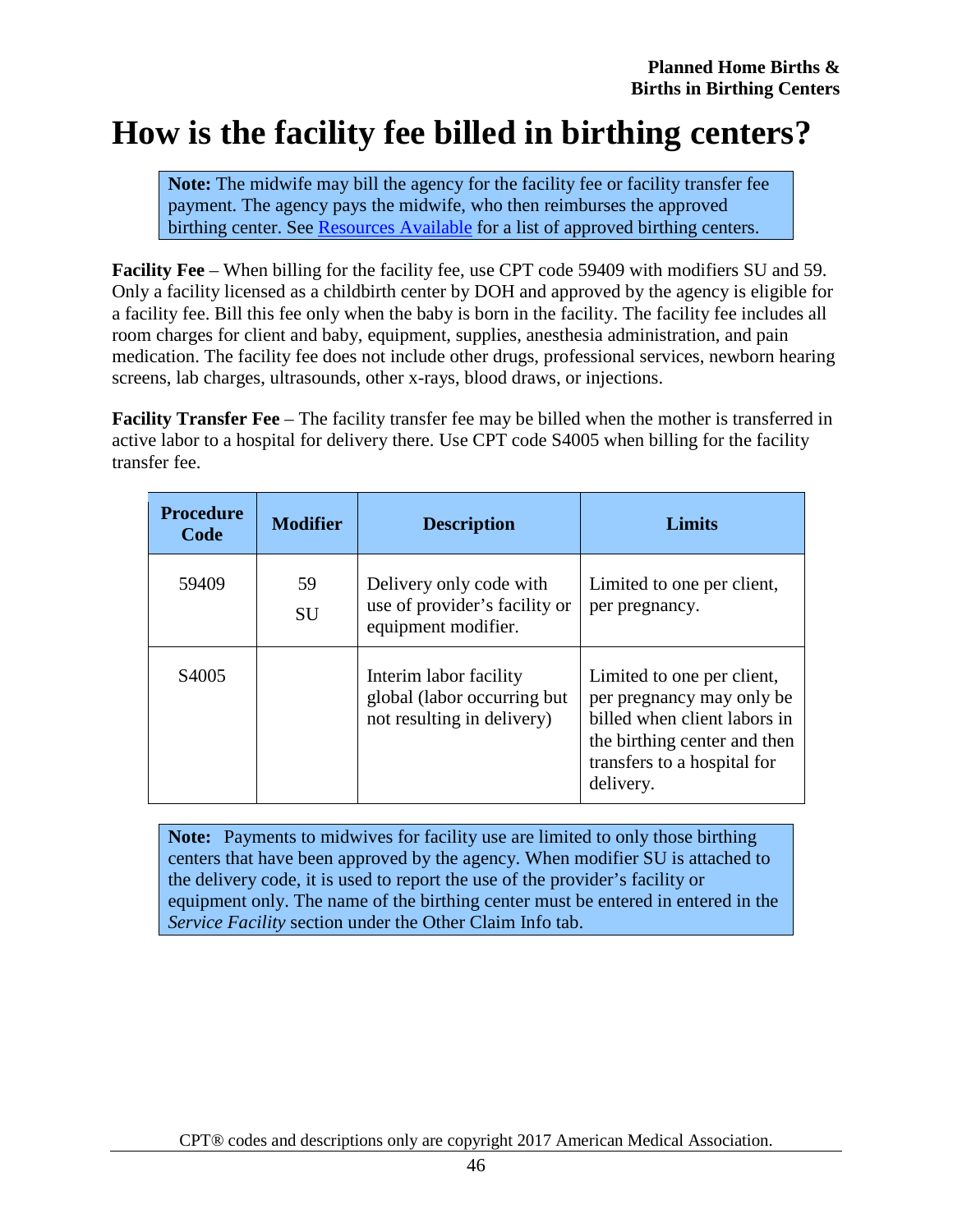# How is the facility fee billed in birthing centers?

> **Note:** The midwife may bill the agency for the facility fee or facility transfer fee payment. The agency pays the midwife, who then reimburses the approved birthing center. See Resources Available for a list of approved birthing centers.

**Facility Fee** – When billing for the facility fee, use CPT code 59409 with modifiers SU and 59. Only a facility licensed as a childbirth center by DOH and approved by the agency is eligible for a facility fee. Bill this fee only when the baby is born in the facility. The facility fee includes all room charges for client and baby, equipment, supplies, anesthesia administration, and pain medication. The facility fee does not include other drugs, professional services, newborn hearing screens, lab charges, ultrasounds, other x-rays, blood draws, or injections.

**Facility Transfer Fee** – The facility transfer fee may be billed when the mother is transferred in active labor to a hospital for delivery there. Use CPT code S4005 when billing for the facility transfer fee.

| Procedure Code | Modifier | Description | Limits |
| --- | --- | --- | --- |
| 59409 | 59<br>SU | Delivery only code with use of provider's facility or equipment modifier. | Limited to one per client, per pregnancy. |
| S4005 | | Interim labor facility global (labor occurring but not resulting in delivery) | Limited to one per client, per pregnancy may only be billed when client labors in the birthing center and then transfers to a hospital for delivery. |

> **Note:** Payments to midwives for facility use are limited to only those birthing centers that have been approved by the agency. When modifier SU is attached to the delivery code, it is used to report the use of the provider's facility or equipment only. The name of the birthing center must be entered in entered in the *Service Facility* section under the Other Claim Info tab.

CPT® codes and descriptions only are copyright 2017 American Medical Association.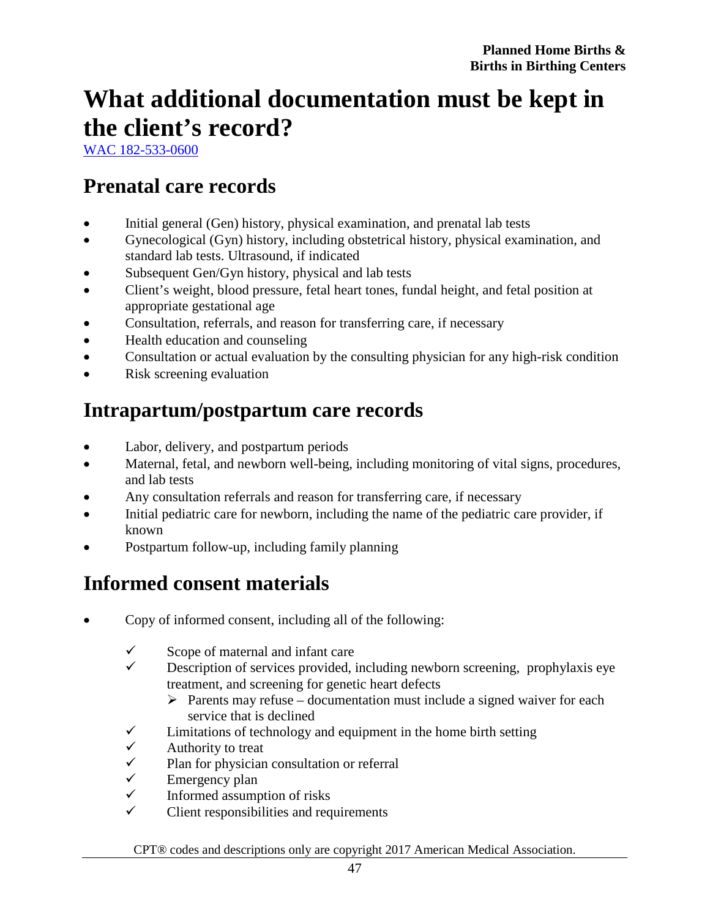# What additional documentation must be kept in the client's record?

WAC 182-533-0600

## Prenatal care records

- Initial general (Gen) history, physical examination, and prenatal lab tests
- Gynecological (Gyn) history, including obstetrical history, physical examination, and standard lab tests. Ultrasound, if indicated
- Subsequent Gen/Gyn history, physical and lab tests
- Client's weight, blood pressure, fetal heart tones, fundal height, and fetal position at appropriate gestational age
- Consultation, referrals, and reason for transferring care, if necessary
- Health education and counseling
- Consultation or actual evaluation by the consulting physician for any high-risk condition
- Risk screening evaluation

## Intrapartum/postpartum care records

- Labor, delivery, and postpartum periods
- Maternal, fetal, and newborn well-being, including monitoring of vital signs, procedures, and lab tests
- Any consultation referrals and reason for transferring care, if necessary
- Initial pediatric care for newborn, including the name of the pediatric care provider, if known
- Postpartum follow-up, including family planning

## Informed consent materials

- Copy of informed consent, including all of the following:
  - ✓ Scope of maternal and infant care
  - ✓ Description of services provided, including newborn screening, prophylaxis eye treatment, and screening for genetic heart defects
    - ➢ Parents may refuse – documentation must include a signed waiver for each service that is declined
  - ✓ Limitations of technology and equipment in the home birth setting
  - ✓ Authority to treat
  - ✓ Plan for physician consultation or referral
  - ✓ Emergency plan
  - ✓ Informed assumption of risks
  - ✓ Client responsibilities and requirements

CPT® codes and descriptions only are copyright 2017 American Medical Association.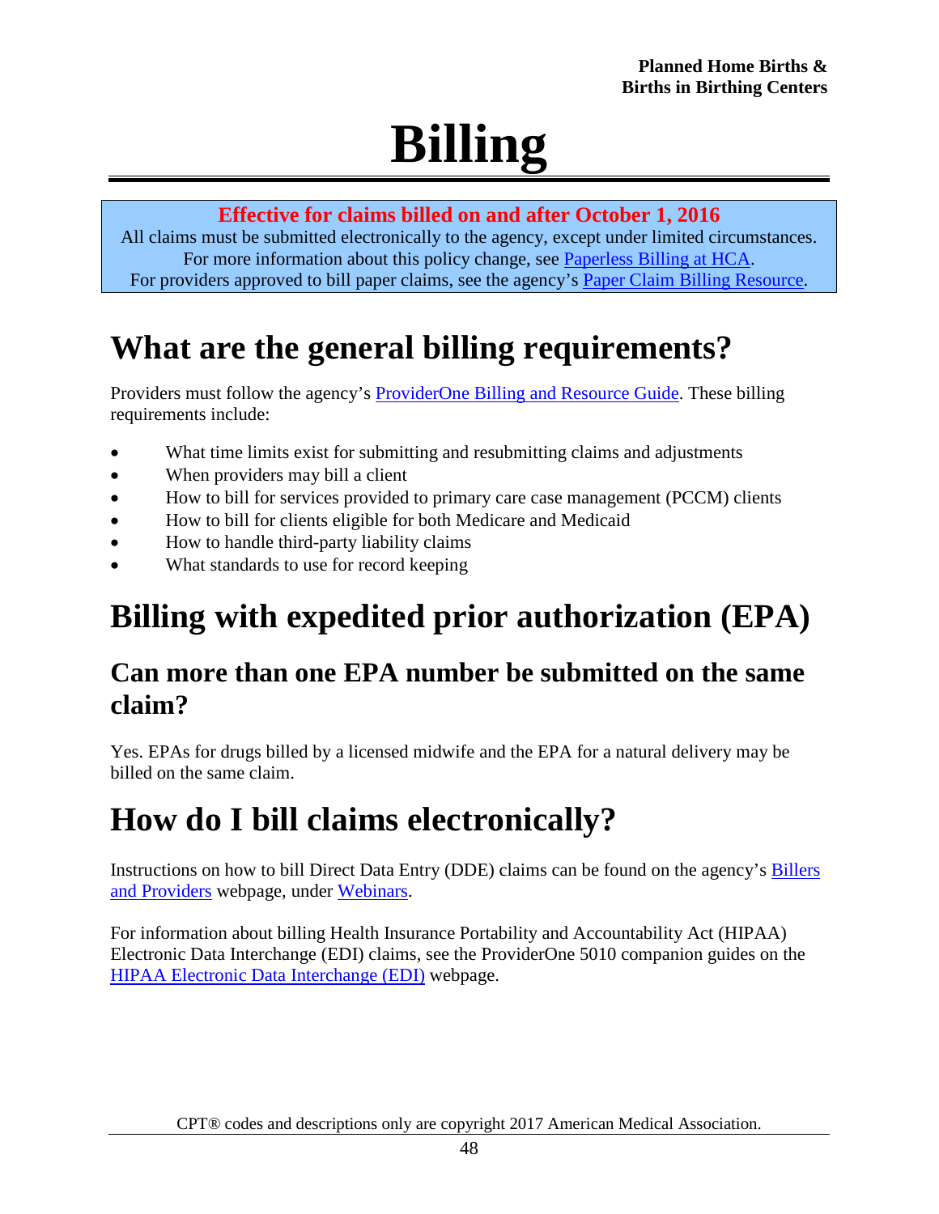# Billing

**Effective for claims billed on and after October 1, 2016**

All claims must be submitted electronically to the agency, except under limited circumstances. For more information about this policy change, see Paperless Billing at HCA. For providers approved to bill paper claims, see the agency's Paper Claim Billing Resource.

## What are the general billing requirements?

Providers must follow the agency's ProviderOne Billing and Resource Guide. These billing requirements include:

- What time limits exist for submitting and resubmitting claims and adjustments
- When providers may bill a client
- How to bill for services provided to primary care case management (PCCM) clients
- How to bill for clients eligible for both Medicare and Medicaid
- How to handle third-party liability claims
- What standards to use for record keeping

## Billing with expedited prior authorization (EPA)

### Can more than one EPA number be submitted on the same claim?

Yes. EPAs for drugs billed by a licensed midwife and the EPA for a natural delivery may be billed on the same claim.

## How do I bill claims electronically?

Instructions on how to bill Direct Data Entry (DDE) claims can be found on the agency's Billers and Providers webpage, under Webinars.

For information about billing Health Insurance Portability and Accountability Act (HIPAA) Electronic Data Interchange (EDI) claims, see the ProviderOne 5010 companion guides on the HIPAA Electronic Data Interchange (EDI) webpage.

CPT® codes and descriptions only are copyright 2017 American Medical Association.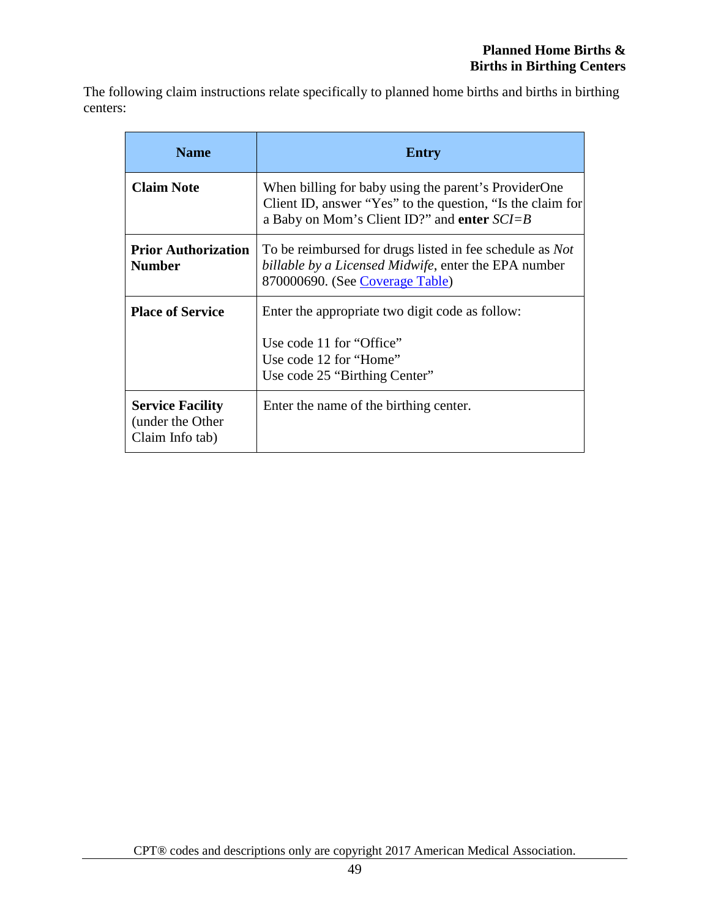The following claim instructions relate specifically to planned home births and births in birthing centers:

| Name | Entry |
|---|---|
| **Claim Note** | When billing for baby using the parent's ProviderOne Client ID, answer "Yes" to the question, "Is the claim for a Baby on Mom's Client ID?" and **enter** *SCI=B* |
| **Prior Authorization Number** | To be reimbursed for drugs listed in fee schedule as *Not billable by a Licensed Midwife*, enter the EPA number 870000690. (See Coverage Table) |
| **Place of Service** | Enter the appropriate two digit code as follow:<br><br>Use code 11 for "Office"<br>Use code 12 for "Home"<br>Use code 25 "Birthing Center" |
| **Service Facility** (under the Other Claim Info tab) | Enter the name of the birthing center. |

CPT® codes and descriptions only are copyright 2017 American Medical Association.